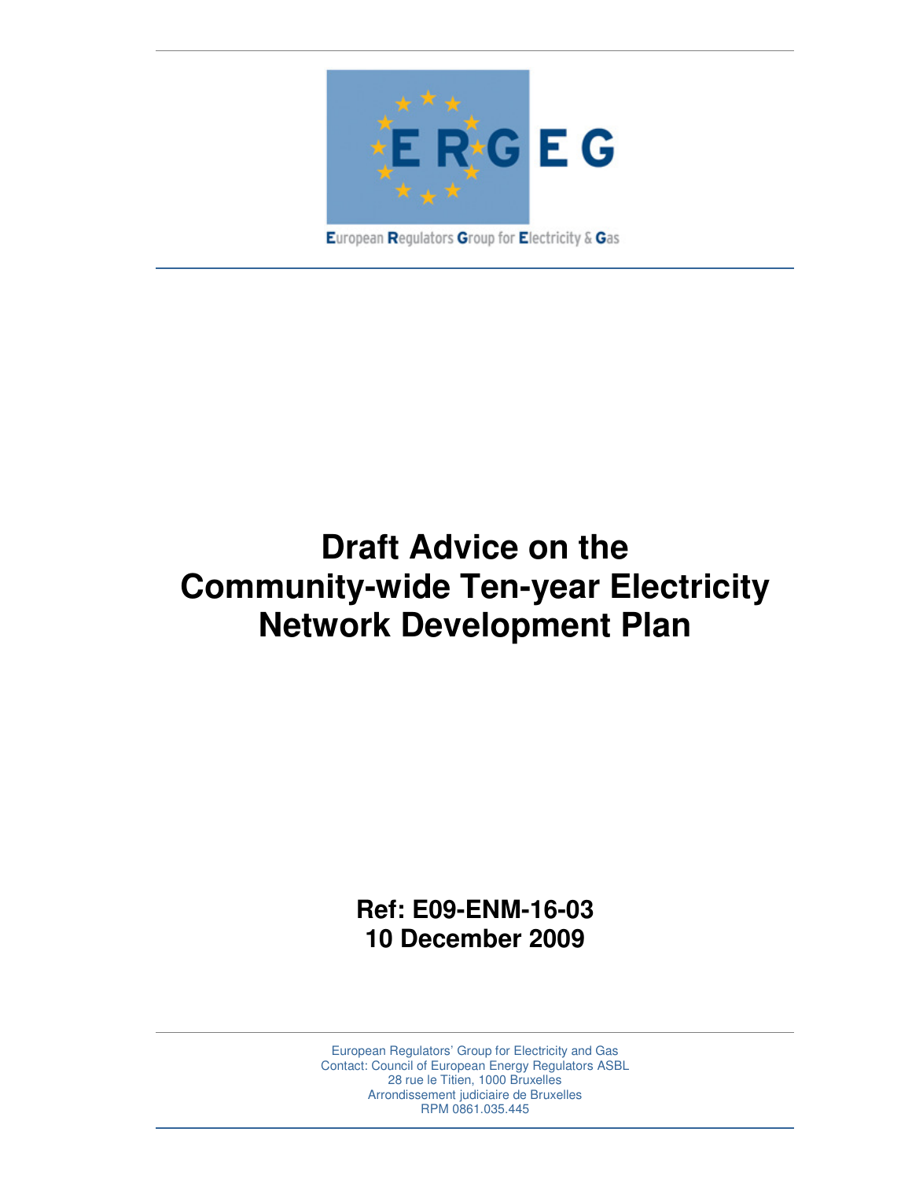ERGEG

European Regulators Group for Electricity & Gas

# Draft Advice on the Community-wide Ten-year Electricity Network Development Plan

**Ref: E09-ENM-16-03**

**10 December 2009**

European Regulators' Group for Electricity and Gas
Contact: Council of European Energy Regulators ASBL
28 rue le Titien, 1000 Bruxelles
Arrondissement judiciaire de Bruxelles
RPM 0861.035.445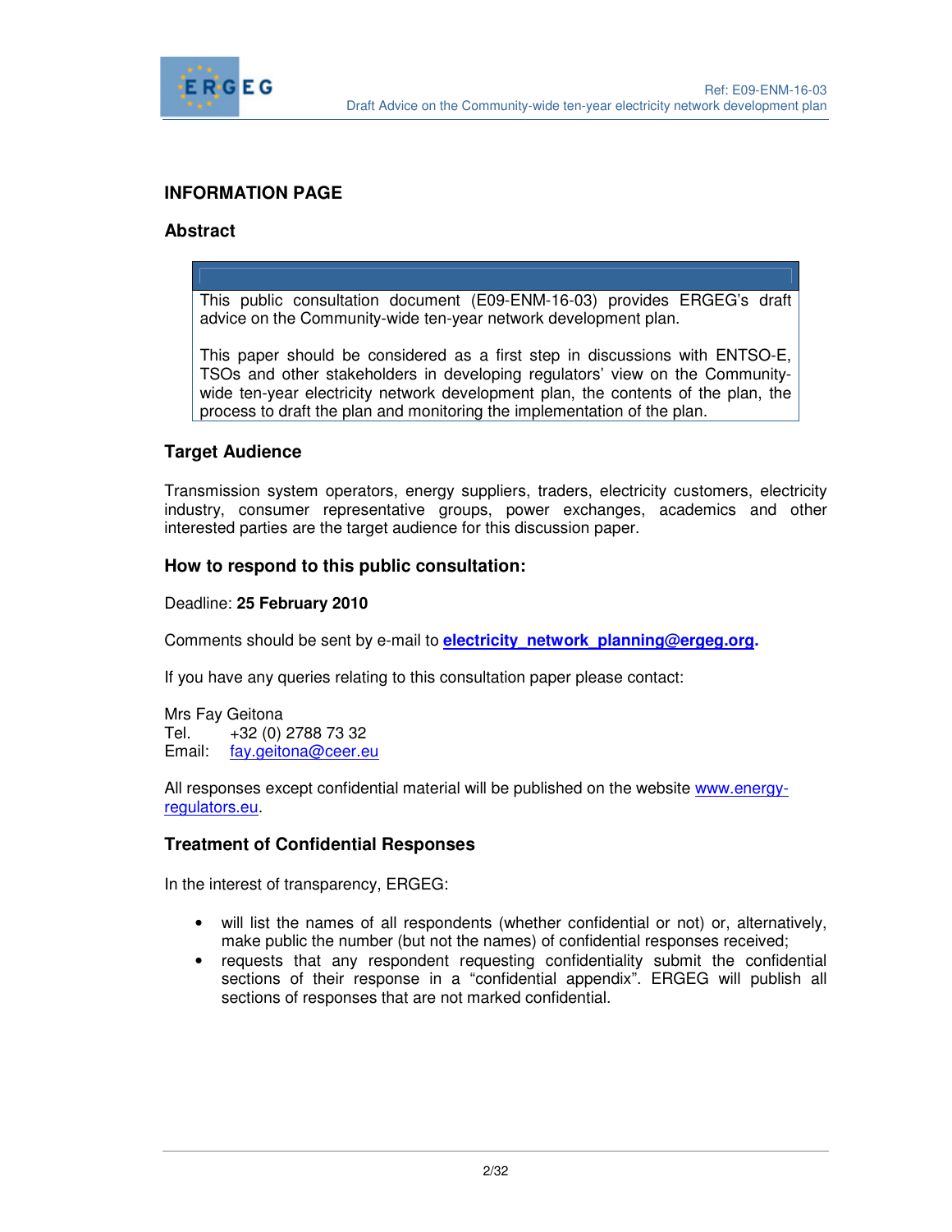## INFORMATION PAGE

### Abstract

This public consultation document (E09-ENM-16-03) provides ERGEG's draft advice on the Community-wide ten-year network development plan.

This paper should be considered as a first step in discussions with ENTSO-E, TSOs and other stakeholders in developing regulators' view on the Community-wide ten-year electricity network development plan, the contents of the plan, the process to draft the plan and monitoring the implementation of the plan.

### Target Audience

Transmission system operators, energy suppliers, traders, electricity customers, electricity industry, consumer representative groups, power exchanges, academics and other interested parties are the target audience for this discussion paper.

### How to respond to this public consultation:

Deadline: **25 February 2010**

Comments should be sent by e-mail to **electricity_network_planning@ergeg.org**.

If you have any queries relating to this consultation paper please contact:

Mrs Fay Geitona
Tel. +32 (0) 2788 73 32
Email: fay.geitona@ceer.eu

All responses except confidential material will be published on the website www.energy-regulators.eu.

### Treatment of Confidential Responses

In the interest of transparency, ERGEG:

- will list the names of all respondents (whether confidential or not) or, alternatively, make public the number (but not the names) of confidential responses received;
- requests that any respondent requesting confidentiality submit the confidential sections of their response in a "confidential appendix". ERGEG will publish all sections of responses that are not marked confidential.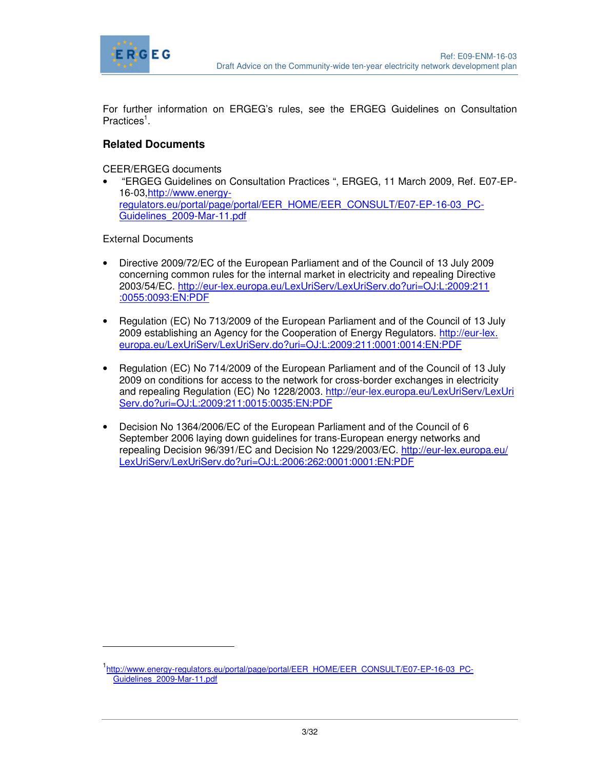For further information on ERGEG's rules, see the ERGEG Guidelines on Consultation Practices[1].

## Related Documents

CEER/ERGEG documents

- "ERGEG Guidelines on Consultation Practices ", ERGEG, 11 March 2009, Ref. E07-EP-16-03, http://www.energy-regulators.eu/portal/page/portal/EER_HOME/EER_CONSULT/E07-EP-16-03_PC-Guidelines_2009-Mar-11.pdf

External Documents

- Directive 2009/72/EC of the European Parliament and of the Council of 13 July 2009 concerning common rules for the internal market in electricity and repealing Directive 2003/54/EC. http://eur-lex.europa.eu/LexUriServ/LexUriServ.do?uri=OJ:L:2009:211:0055:0093:EN:PDF

- Regulation (EC) No 713/2009 of the European Parliament and of the Council of 13 July 2009 establishing an Agency for the Cooperation of Energy Regulators. http://eur-lex.europa.eu/LexUriServ/LexUriServ.do?uri=OJ:L:2009:211:0001:0014:EN:PDF

- Regulation (EC) No 714/2009 of the European Parliament and of the Council of 13 July 2009 on conditions for access to the network for cross-border exchanges in electricity and repealing Regulation (EC) No 1228/2003. http://eur-lex.europa.eu/LexUriServ/LexUriServ.do?uri=OJ:L:2009:211:0015:0035:EN:PDF

- Decision No 1364/2006/EC of the European Parliament and of the Council of 6 September 2006 laying down guidelines for trans-European energy networks and repealing Decision 96/391/EC and Decision No 1229/2003/EC. http://eur-lex.europa.eu/LexUriServ/LexUriServ.do?uri=OJ:L:2006:262:0001:0001:EN:PDF

---

[1] http://www.energy-regulators.eu/portal/page/portal/EER_HOME/EER_CONSULT/E07-EP-16-03_PC-Guidelines_2009-Mar-11.pdf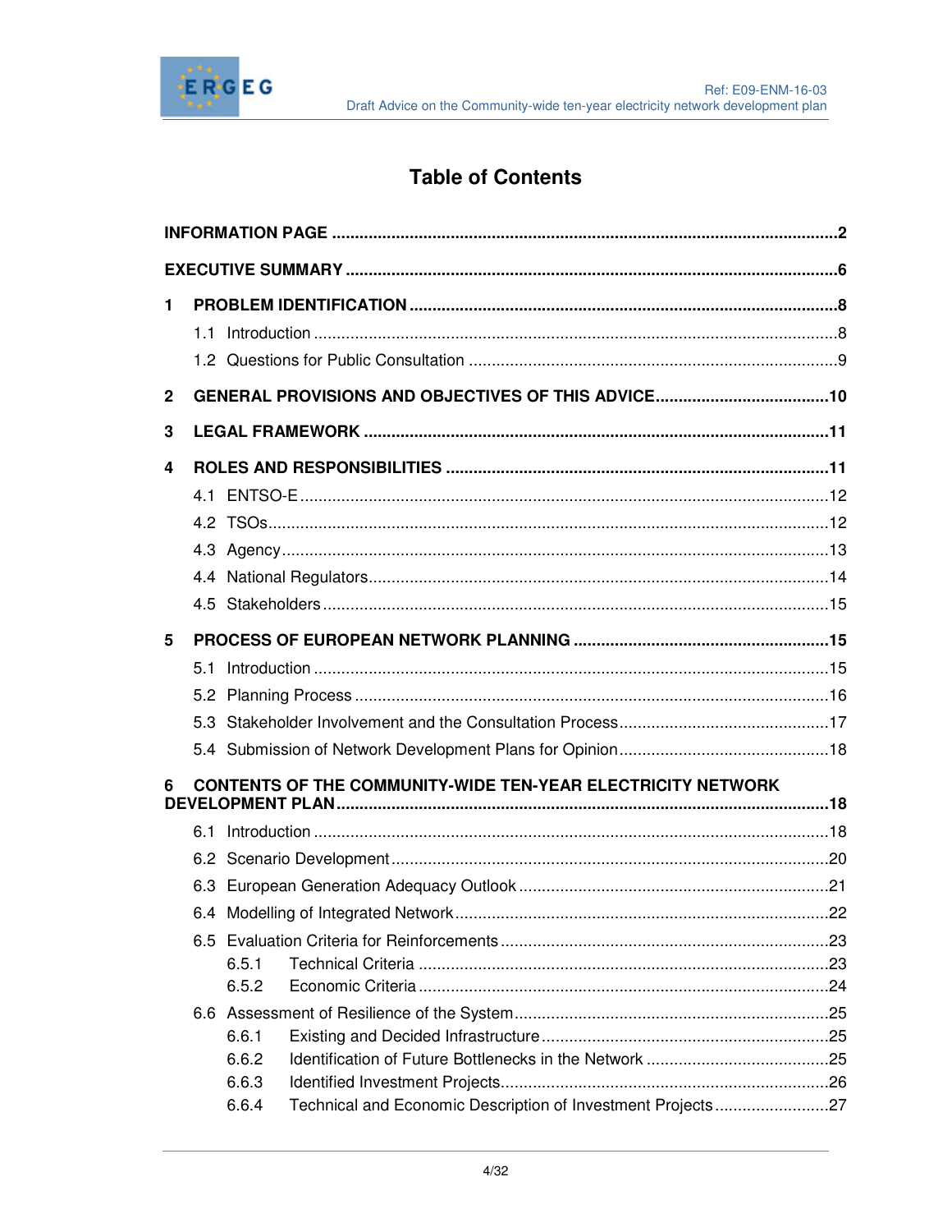# Table of Contents

INFORMATION PAGE ..... 2

EXECUTIVE SUMMARY ..... 6

1 PROBLEM IDENTIFICATION ..... 8
- 1.1 Introduction ..... 8
- 1.2 Questions for Public Consultation ..... 9

2 GENERAL PROVISIONS AND OBJECTIVES OF THIS ADVICE ..... 10

3 LEGAL FRAMEWORK ..... 11

4 ROLES AND RESPONSIBILITIES ..... 11
- 4.1 ENTSO-E ..... 12
- 4.2 TSOs ..... 12
- 4.3 Agency ..... 13
- 4.4 National Regulators ..... 14
- 4.5 Stakeholders ..... 15

5 PROCESS OF EUROPEAN NETWORK PLANNING ..... 15
- 5.1 Introduction ..... 15
- 5.2 Planning Process ..... 16
- 5.3 Stakeholder Involvement and the Consultation Process ..... 17
- 5.4 Submission of Network Development Plans for Opinion ..... 18

6 CONTENTS OF THE COMMUNITY-WIDE TEN-YEAR ELECTRICITY NETWORK DEVELOPMENT PLAN ..... 18
- 6.1 Introduction ..... 18
- 6.2 Scenario Development ..... 20
- 6.3 European Generation Adequacy Outlook ..... 21
- 6.4 Modelling of Integrated Network ..... 22
- 6.5 Evaluation Criteria for Reinforcements ..... 23
  - 6.5.1 Technical Criteria ..... 23
  - 6.5.2 Economic Criteria ..... 24
- 6.6 Assessment of Resilience of the System ..... 25
  - 6.6.1 Existing and Decided Infrastructure ..... 25
  - 6.6.2 Identification of Future Bottlenecks in the Network ..... 25
  - 6.6.3 Identified Investment Projects ..... 26
  - 6.6.4 Technical and Economic Description of Investment Projects ..... 27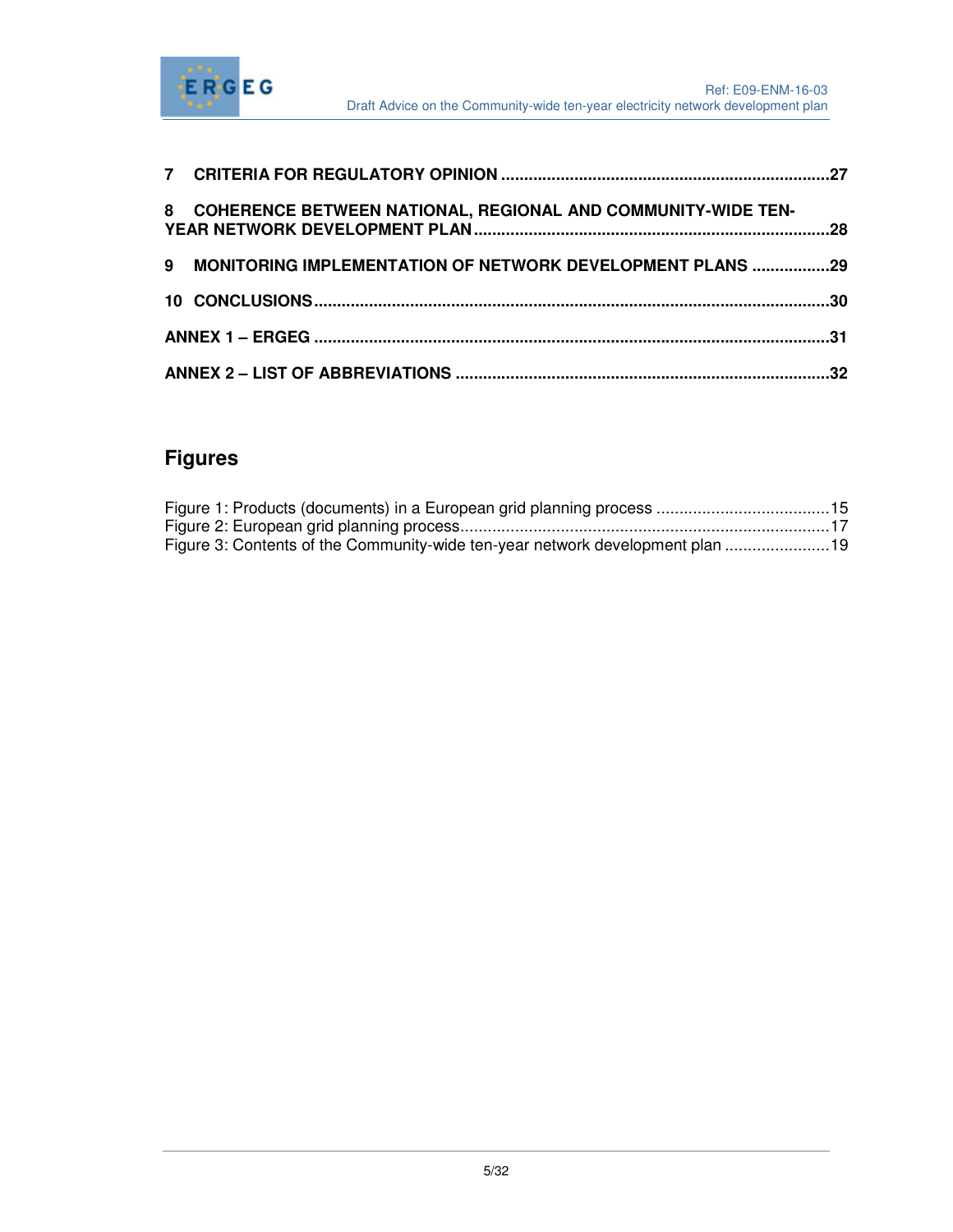**7 CRITERIA FOR REGULATORY OPINION .......................................................................27**

**8 COHERENCE BETWEEN NATIONAL, REGIONAL AND COMMUNITY-WIDE TEN-YEAR NETWORK DEVELOPMENT PLAN ............................................................................28**

**9 MONITORING IMPLEMENTATION OF NETWORK DEVELOPMENT PLANS .................29**

**10 CONCLUSIONS ................................................................................................................30**

**ANNEX 1 – ERGEG ...............................................................................................................31**

**ANNEX 2 – LIST OF ABBREVIATIONS .................................................................................32**

## Figures

Figure 1: Products (documents) in a European grid planning process ......................................15
Figure 2: European grid planning process.................................................................................17
Figure 3: Contents of the Community-wide ten-year network development plan .......................19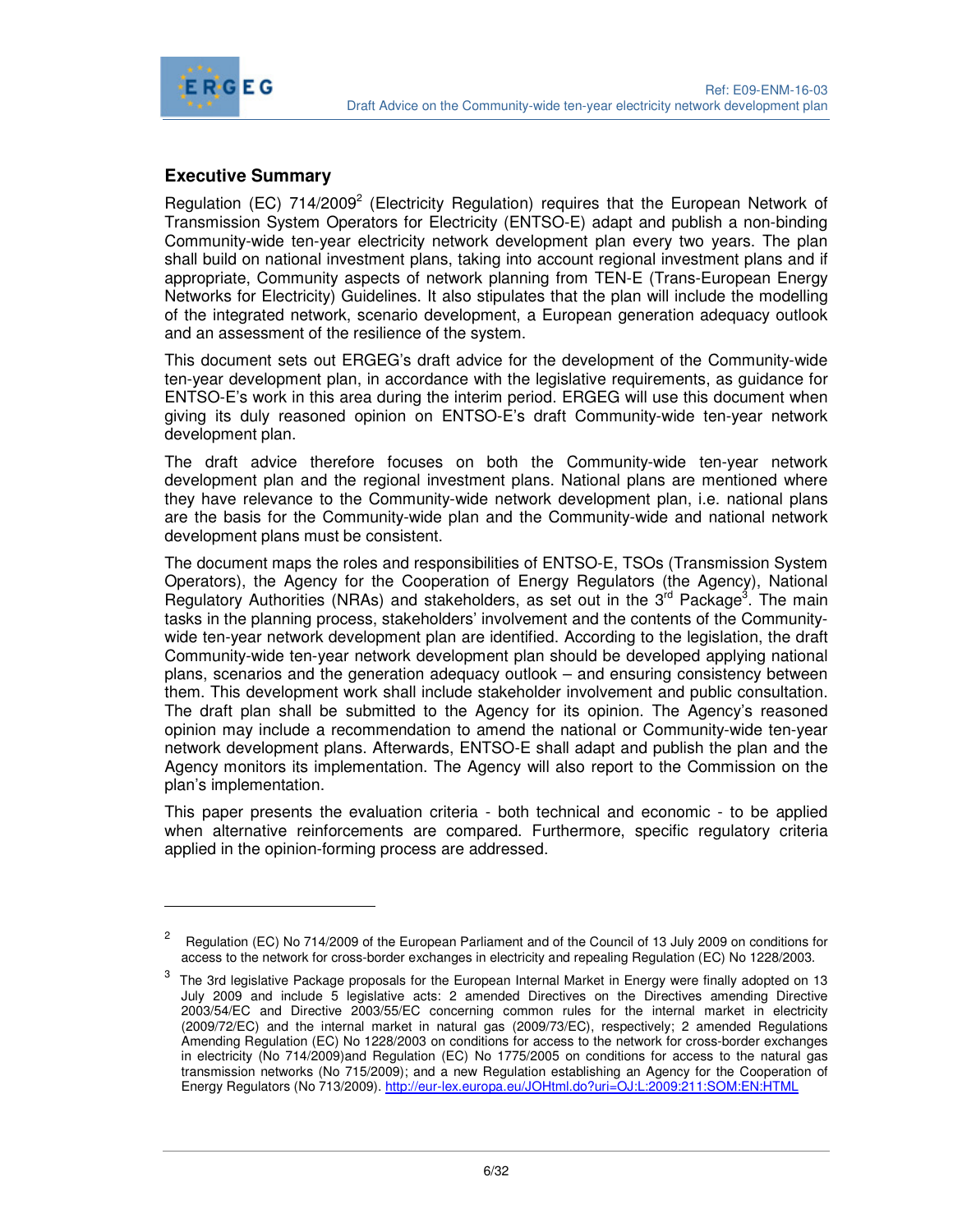## Executive Summary

Regulation (EC) 714/2009[2] (Electricity Regulation) requires that the European Network of Transmission System Operators for Electricity (ENTSO-E) adapt and publish a non-binding Community-wide ten-year electricity network development plan every two years. The plan shall build on national investment plans, taking into account regional investment plans and if appropriate, Community aspects of network planning from TEN-E (Trans-European Energy Networks for Electricity) Guidelines. It also stipulates that the plan will include the modelling of the integrated network, scenario development, a European generation adequacy outlook and an assessment of the resilience of the system.

This document sets out ERGEG's draft advice for the development of the Community-wide ten-year development plan, in accordance with the legislative requirements, as guidance for ENTSO-E's work in this area during the interim period. ERGEG will use this document when giving its duly reasoned opinion on ENTSO-E's draft Community-wide ten-year network development plan.

The draft advice therefore focuses on both the Community-wide ten-year network development plan and the regional investment plans. National plans are mentioned where they have relevance to the Community-wide network development plan, i.e. national plans are the basis for the Community-wide plan and the Community-wide and national network development plans must be consistent.

The document maps the roles and responsibilities of ENTSO-E, TSOs (Transmission System Operators), the Agency for the Cooperation of Energy Regulators (the Agency), National Regulatory Authorities (NRAs) and stakeholders, as set out in the 3rd Package[3]. The main tasks in the planning process, stakeholders' involvement and the contents of the Community-wide ten-year network development plan are identified. According to the legislation, the draft Community-wide ten-year network development plan should be developed applying national plans, scenarios and the generation adequacy outlook – and ensuring consistency between them. This development work shall include stakeholder involvement and public consultation. The draft plan shall be submitted to the Agency for its opinion. The Agency's reasoned opinion may include a recommendation to amend the national or Community-wide ten-year network development plans. Afterwards, ENTSO-E shall adapt and publish the plan and the Agency monitors its implementation. The Agency will also report to the Commission on the plan's implementation.

This paper presents the evaluation criteria - both technical and economic - to be applied when alternative reinforcements are compared. Furthermore, specific regulatory criteria applied in the opinion-forming process are addressed.

---

[2] Regulation (EC) No 714/2009 of the European Parliament and of the Council of 13 July 2009 on conditions for access to the network for cross-border exchanges in electricity and repealing Regulation (EC) No 1228/2003.

[3] The 3rd legislative Package proposals for the European Internal Market in Energy were finally adopted on 13 July 2009 and include 5 legislative acts: 2 amended Directives on the Directives amending Directive 2003/54/EC and Directive 2003/55/EC concerning common rules for the internal market in electricity (2009/72/EC) and the internal market in natural gas (2009/73/EC), respectively; 2 amended Regulations Amending Regulation (EC) No 1228/2003 on conditions for access to the network for cross-border exchanges in electricity (No 714/2009)and Regulation (EC) No 1775/2005 on conditions for access to the natural gas transmission networks (No 715/2009); and a new Regulation establishing an Agency for the Cooperation of Energy Regulators (No 713/2009). http://eur-lex.europa.eu/JOHtml.do?uri=OJ:L:2009:211:SOM:EN:HTML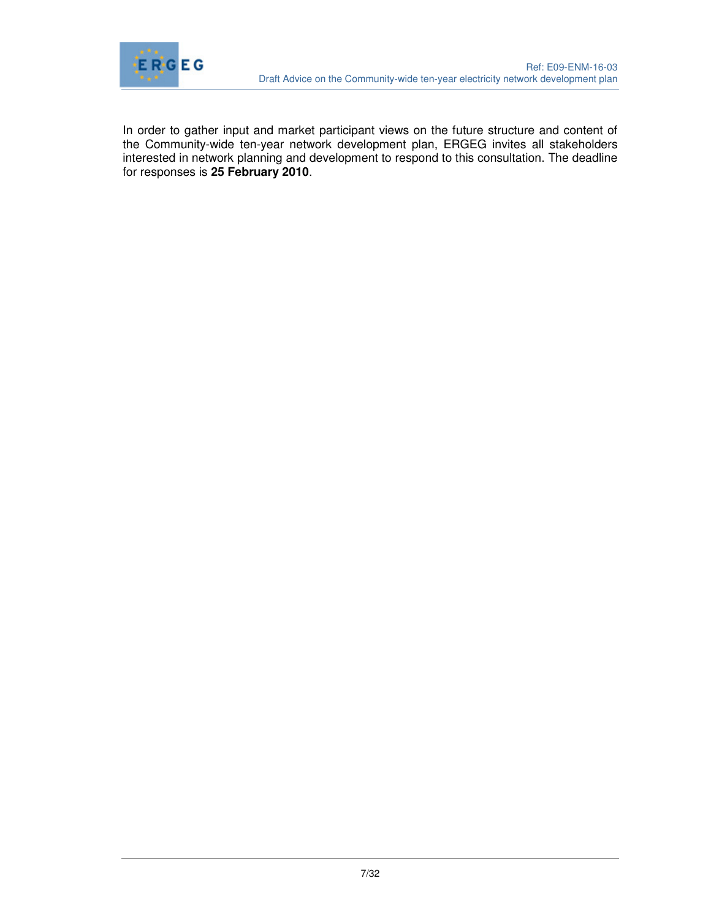In order to gather input and market participant views on the future structure and content of the Community-wide ten-year network development plan, ERGEG invites all stakeholders interested in network planning and development to respond to this consultation. The deadline for responses is **25 February 2010**.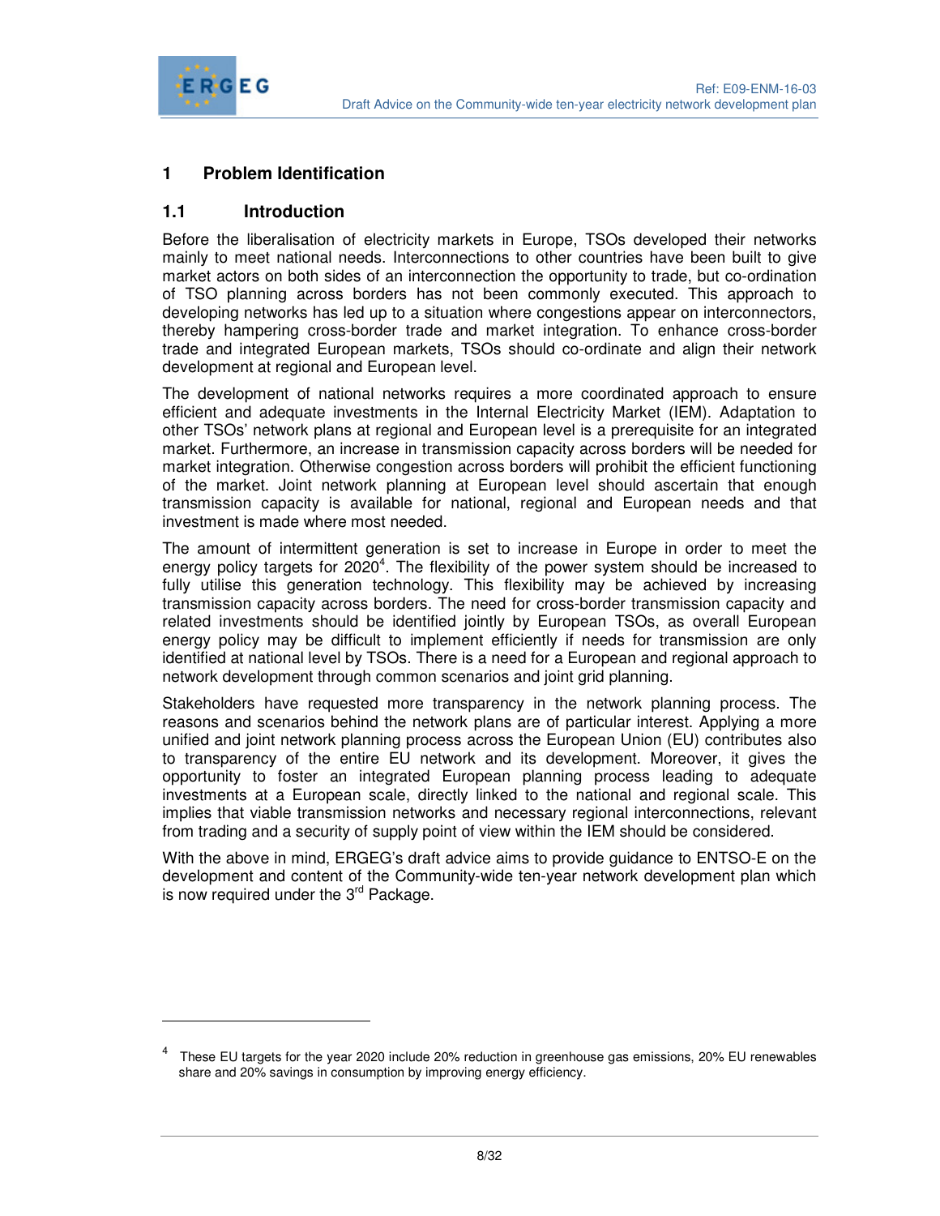# 1 Problem Identification

## 1.1 Introduction

Before the liberalisation of electricity markets in Europe, TSOs developed their networks mainly to meet national needs. Interconnections to other countries have been built to give market actors on both sides of an interconnection the opportunity to trade, but co-ordination of TSO planning across borders has not been commonly executed. This approach to developing networks has led up to a situation where congestions appear on interconnectors, thereby hampering cross-border trade and market integration. To enhance cross-border trade and integrated European markets, TSOs should co-ordinate and align their network development at regional and European level.

The development of national networks requires a more coordinated approach to ensure efficient and adequate investments in the Internal Electricity Market (IEM). Adaptation to other TSOs' network plans at regional and European level is a prerequisite for an integrated market. Furthermore, an increase in transmission capacity across borders will be needed for market integration. Otherwise congestion across borders will prohibit the efficient functioning of the market. Joint network planning at European level should ascertain that enough transmission capacity is available for national, regional and European needs and that investment is made where most needed.

The amount of intermittent generation is set to increase in Europe in order to meet the energy policy targets for 2020[4]. The flexibility of the power system should be increased to fully utilise this generation technology. This flexibility may be achieved by increasing transmission capacity across borders. The need for cross-border transmission capacity and related investments should be identified jointly by European TSOs, as overall European energy policy may be difficult to implement efficiently if needs for transmission are only identified at national level by TSOs. There is a need for a European and regional approach to network development through common scenarios and joint grid planning.

Stakeholders have requested more transparency in the network planning process. The reasons and scenarios behind the network plans are of particular interest. Applying a more unified and joint network planning process across the European Union (EU) contributes also to transparency of the entire EU network and its development. Moreover, it gives the opportunity to foster an integrated European planning process leading to adequate investments at a European scale, directly linked to the national and regional scale. This implies that viable transmission networks and necessary regional interconnections, relevant from trading and a security of supply point of view within the IEM should be considered.

With the above in mind, ERGEG's draft advice aims to provide guidance to ENTSO-E on the development and content of the Community-wide ten-year network development plan which is now required under the 3rd Package.

---

[4] These EU targets for the year 2020 include 20% reduction in greenhouse gas emissions, 20% EU renewables share and 20% savings in consumption by improving energy efficiency.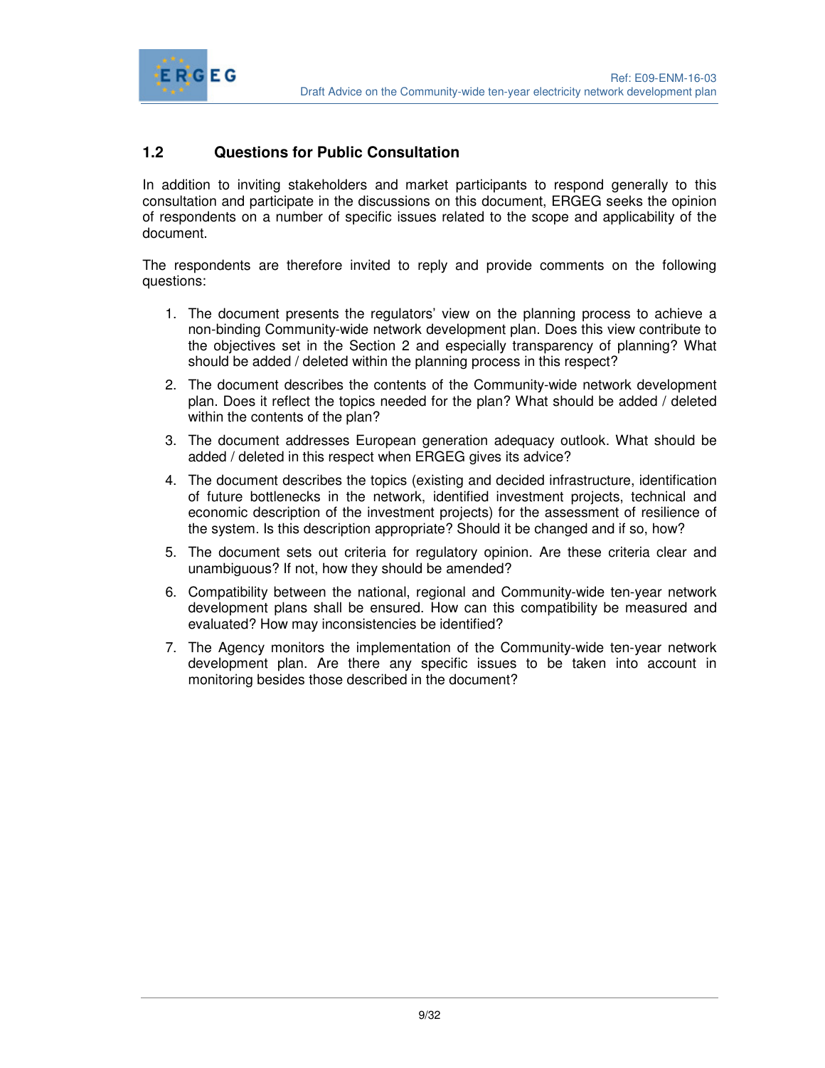## 1.2 Questions for Public Consultation

In addition to inviting stakeholders and market participants to respond generally to this consultation and participate in the discussions on this document, ERGEG seeks the opinion of respondents on a number of specific issues related to the scope and applicability of the document.

The respondents are therefore invited to reply and provide comments on the following questions:

1. The document presents the regulators' view on the planning process to achieve a non-binding Community-wide network development plan. Does this view contribute to the objectives set in the Section 2 and especially transparency of planning? What should be added / deleted within the planning process in this respect?
2. The document describes the contents of the Community-wide network development plan. Does it reflect the topics needed for the plan? What should be added / deleted within the contents of the plan?
3. The document addresses European generation adequacy outlook. What should be added / deleted in this respect when ERGEG gives its advice?
4. The document describes the topics (existing and decided infrastructure, identification of future bottlenecks in the network, identified investment projects, technical and economic description of the investment projects) for the assessment of resilience of the system. Is this description appropriate? Should it be changed and if so, how?
5. The document sets out criteria for regulatory opinion. Are these criteria clear and unambiguous? If not, how they should be amended?
6. Compatibility between the national, regional and Community-wide ten-year network development plans shall be ensured. How can this compatibility be measured and evaluated? How may inconsistencies be identified?
7. The Agency monitors the implementation of the Community-wide ten-year network development plan. Are there any specific issues to be taken into account in monitoring besides those described in the document?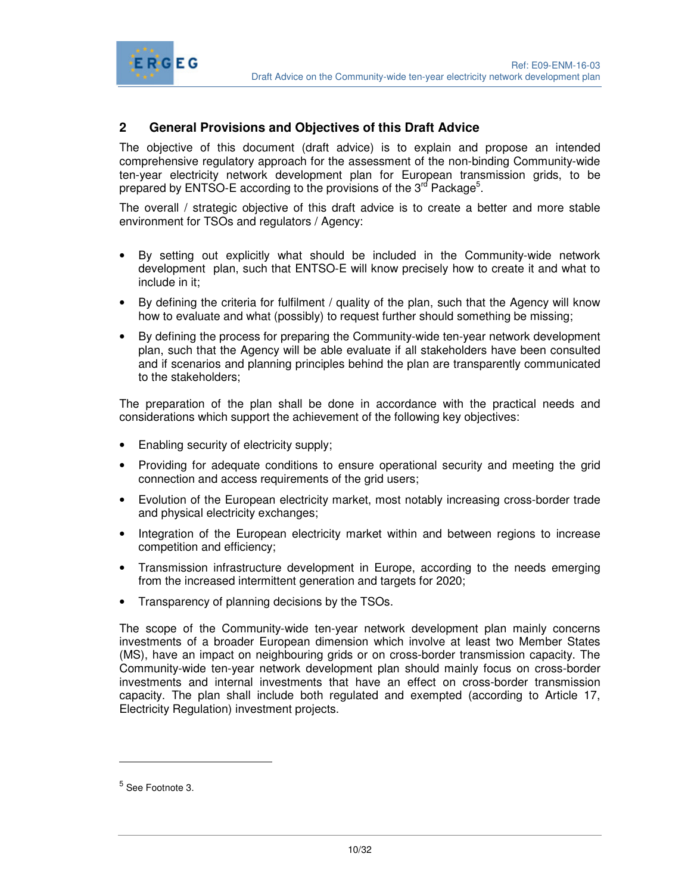## 2 General Provisions and Objectives of this Draft Advice

The objective of this document (draft advice) is to explain and propose an intended comprehensive regulatory approach for the assessment of the non-binding Community-wide ten-year electricity network development plan for European transmission grids, to be prepared by ENTSO-E according to the provisions of the 3rd Package[5].

The overall / strategic objective of this draft advice is to create a better and more stable environment for TSOs and regulators / Agency:

- By setting out explicitly what should be included in the Community-wide network development plan, such that ENTSO-E will know precisely how to create it and what to include in it;
- By defining the criteria for fulfilment / quality of the plan, such that the Agency will know how to evaluate and what (possibly) to request further should something be missing;
- By defining the process for preparing the Community-wide ten-year network development plan, such that the Agency will be able evaluate if all stakeholders have been consulted and if scenarios and planning principles behind the plan are transparently communicated to the stakeholders;

The preparation of the plan shall be done in accordance with the practical needs and considerations which support the achievement of the following key objectives:

- Enabling security of electricity supply;
- Providing for adequate conditions to ensure operational security and meeting the grid connection and access requirements of the grid users;
- Evolution of the European electricity market, most notably increasing cross-border trade and physical electricity exchanges;
- Integration of the European electricity market within and between regions to increase competition and efficiency;
- Transmission infrastructure development in Europe, according to the needs emerging from the increased intermittent generation and targets for 2020;
- Transparency of planning decisions by the TSOs.

The scope of the Community-wide ten-year network development plan mainly concerns investments of a broader European dimension which involve at least two Member States (MS), have an impact on neighbouring grids or on cross-border transmission capacity. The Community-wide ten-year network development plan should mainly focus on cross-border investments and internal investments that have an effect on cross-border transmission capacity. The plan shall include both regulated and exempted (according to Article 17, Electricity Regulation) investment projects.

---

[5] See Footnote 3.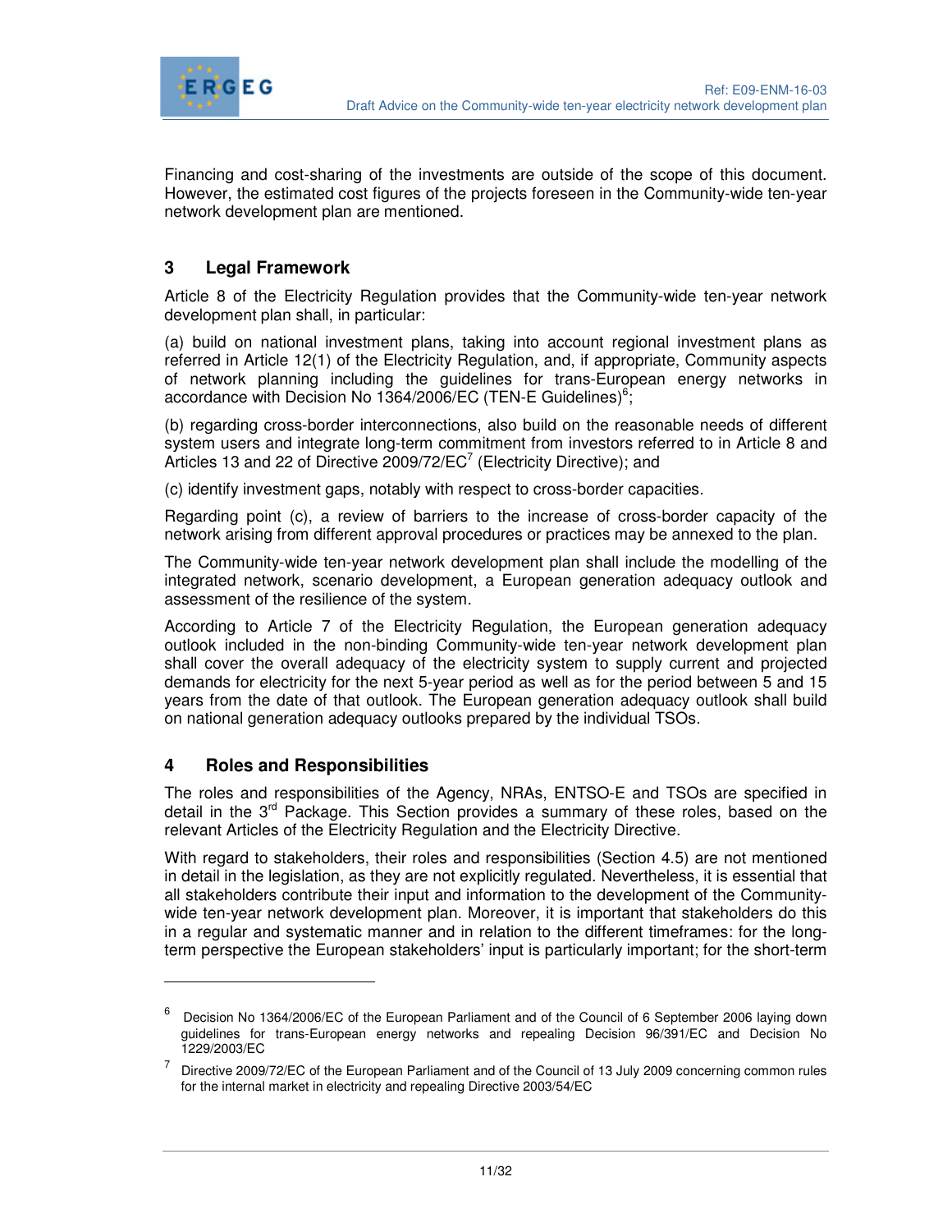Financing and cost-sharing of the investments are outside of the scope of this document. However, the estimated cost figures of the projects foreseen in the Community-wide ten-year network development plan are mentioned.

## 3 Legal Framework

Article 8 of the Electricity Regulation provides that the Community-wide ten-year network development plan shall, in particular:

(a) build on national investment plans, taking into account regional investment plans as referred in Article 12(1) of the Electricity Regulation, and, if appropriate, Community aspects of network planning including the guidelines for trans-European energy networks in accordance with Decision No 1364/2006/EC (TEN-E Guidelines)[6];

(b) regarding cross-border interconnections, also build on the reasonable needs of different system users and integrate long-term commitment from investors referred to in Article 8 and Articles 13 and 22 of Directive 2009/72/EC[7] (Electricity Directive); and

(c) identify investment gaps, notably with respect to cross-border capacities.

Regarding point (c), a review of barriers to the increase of cross-border capacity of the network arising from different approval procedures or practices may be annexed to the plan.

The Community-wide ten-year network development plan shall include the modelling of the integrated network, scenario development, a European generation adequacy outlook and assessment of the resilience of the system.

According to Article 7 of the Electricity Regulation, the European generation adequacy outlook included in the non-binding Community-wide ten-year network development plan shall cover the overall adequacy of the electricity system to supply current and projected demands for electricity for the next 5-year period as well as for the period between 5 and 15 years from the date of that outlook. The European generation adequacy outlook shall build on national generation adequacy outlooks prepared by the individual TSOs.

## 4 Roles and Responsibilities

The roles and responsibilities of the Agency, NRAs, ENTSO-E and TSOs are specified in detail in the 3rd Package. This Section provides a summary of these roles, based on the relevant Articles of the Electricity Regulation and the Electricity Directive.

With regard to stakeholders, their roles and responsibilities (Section 4.5) are not mentioned in detail in the legislation, as they are not explicitly regulated. Nevertheless, it is essential that all stakeholders contribute their input and information to the development of the Community-wide ten-year network development plan. Moreover, it is important that stakeholders do this in a regular and systematic manner and in relation to the different timeframes: for the long-term perspective the European stakeholders' input is particularly important; for the short-term

---

[6] Decision No 1364/2006/EC of the European Parliament and of the Council of 6 September 2006 laying down guidelines for trans-European energy networks and repealing Decision 96/391/EC and Decision No 1229/2003/EC

[7] Directive 2009/72/EC of the European Parliament and of the Council of 13 July 2009 concerning common rules for the internal market in electricity and repealing Directive 2003/54/EC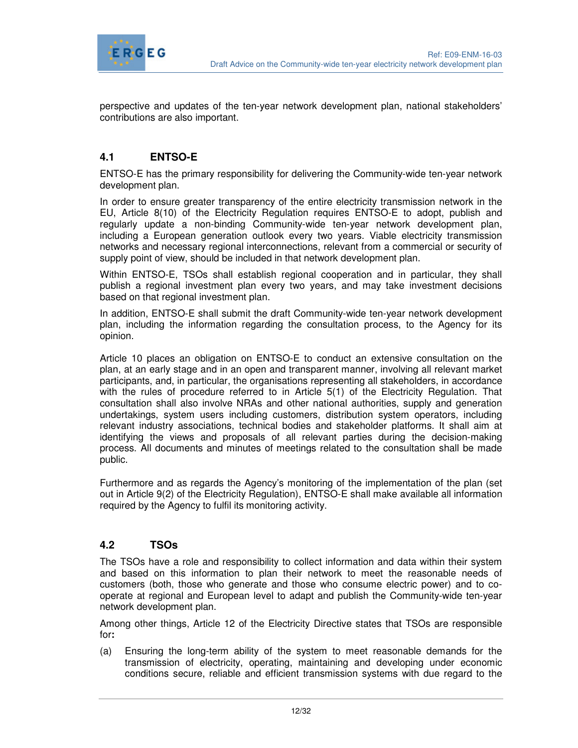perspective and updates of the ten-year network development plan, national stakeholders' contributions are also important.

## 4.1 ENTSO-E

ENTSO-E has the primary responsibility for delivering the Community-wide ten-year network development plan.

In order to ensure greater transparency of the entire electricity transmission network in the EU, Article 8(10) of the Electricity Regulation requires ENTSO-E to adopt, publish and regularly update a non-binding Community-wide ten-year network development plan, including a European generation outlook every two years. Viable electricity transmission networks and necessary regional interconnections, relevant from a commercial or security of supply point of view, should be included in that network development plan.

Within ENTSO-E, TSOs shall establish regional cooperation and in particular, they shall publish a regional investment plan every two years, and may take investment decisions based on that regional investment plan.

In addition, ENTSO-E shall submit the draft Community-wide ten-year network development plan, including the information regarding the consultation process, to the Agency for its opinion.

Article 10 places an obligation on ENTSO-E to conduct an extensive consultation on the plan, at an early stage and in an open and transparent manner, involving all relevant market participants, and, in particular, the organisations representing all stakeholders, in accordance with the rules of procedure referred to in Article 5(1) of the Electricity Regulation. That consultation shall also involve NRAs and other national authorities, supply and generation undertakings, system users including customers, distribution system operators, including relevant industry associations, technical bodies and stakeholder platforms. It shall aim at identifying the views and proposals of all relevant parties during the decision-making process. All documents and minutes of meetings related to the consultation shall be made public.

Furthermore and as regards the Agency's monitoring of the implementation of the plan (set out in Article 9(2) of the Electricity Regulation), ENTSO-E shall make available all information required by the Agency to fulfil its monitoring activity.

## 4.2 TSOs

The TSOs have a role and responsibility to collect information and data within their system and based on this information to plan their network to meet the reasonable needs of customers (both, those who generate and those who consume electric power) and to co-operate at regional and European level to adapt and publish the Community-wide ten-year network development plan.

Among other things, Article 12 of the Electricity Directive states that TSOs are responsible for**:**

(a) Ensuring the long-term ability of the system to meet reasonable demands for the transmission of electricity, operating, maintaining and developing under economic conditions secure, reliable and efficient transmission systems with due regard to the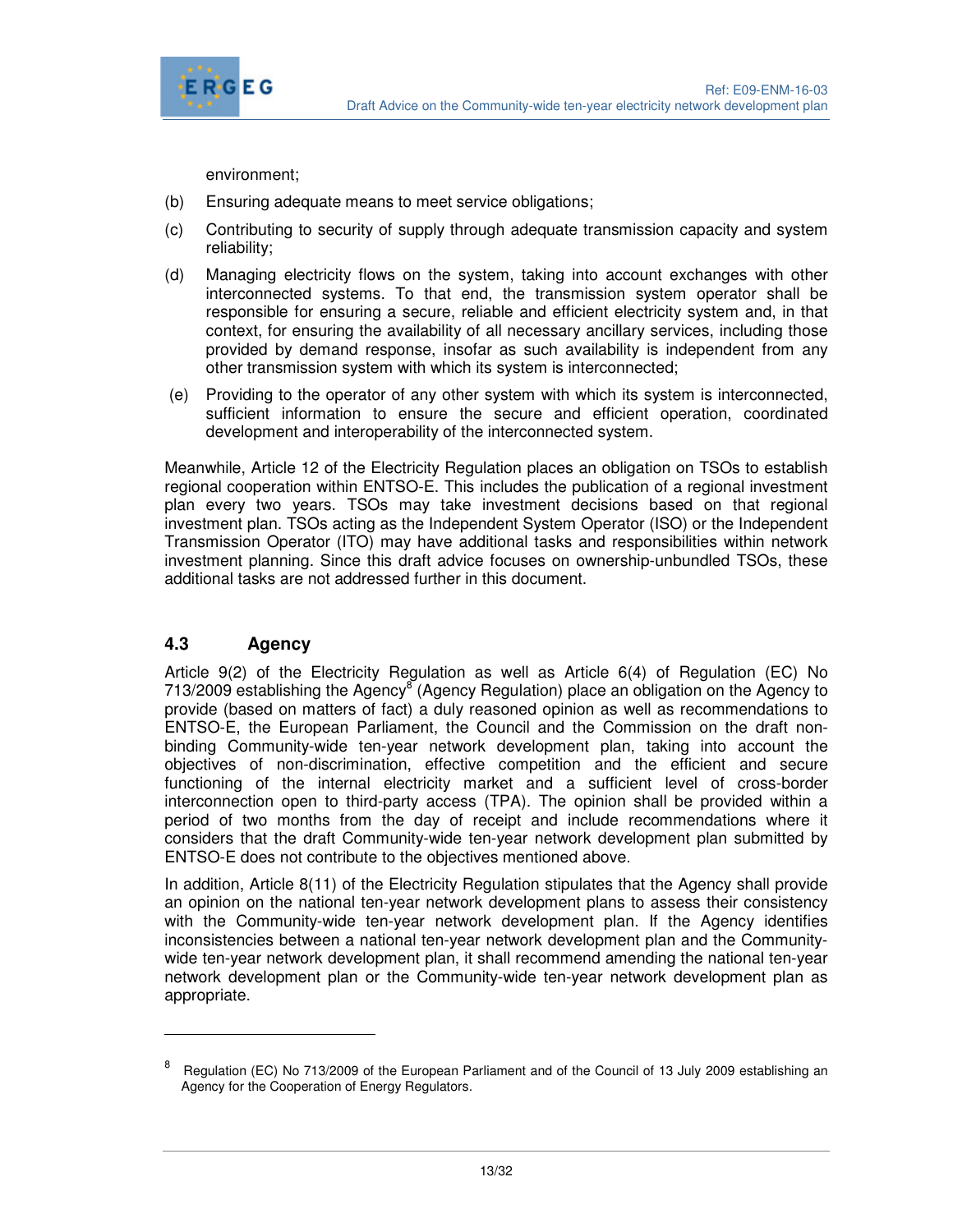environment;

(b) Ensuring adequate means to meet service obligations;

(c) Contributing to security of supply through adequate transmission capacity and system reliability;

(d) Managing electricity flows on the system, taking into account exchanges with other interconnected systems. To that end, the transmission system operator shall be responsible for ensuring a secure, reliable and efficient electricity system and, in that context, for ensuring the availability of all necessary ancillary services, including those provided by demand response, insofar as such availability is independent from any other transmission system with which its system is interconnected;

(e) Providing to the operator of any other system with which its system is interconnected, sufficient information to ensure the secure and efficient operation, coordinated development and interoperability of the interconnected system.

Meanwhile, Article 12 of the Electricity Regulation places an obligation on TSOs to establish regional cooperation within ENTSO-E. This includes the publication of a regional investment plan every two years. TSOs may take investment decisions based on that regional investment plan. TSOs acting as the Independent System Operator (ISO) or the Independent Transmission Operator (ITO) may have additional tasks and responsibilities within network investment planning. Since this draft advice focuses on ownership-unbundled TSOs, these additional tasks are not addressed further in this document.

### 4.3 Agency

Article 9(2) of the Electricity Regulation as well as Article 6(4) of Regulation (EC) No 713/2009 establishing the Agency[8] (Agency Regulation) place an obligation on the Agency to provide (based on matters of fact) a duly reasoned opinion as well as recommendations to ENTSO-E, the European Parliament, the Council and the Commission on the draft non-binding Community-wide ten-year network development plan, taking into account the objectives of non-discrimination, effective competition and the efficient and secure functioning of the internal electricity market and a sufficient level of cross-border interconnection open to third-party access (TPA). The opinion shall be provided within a period of two months from the day of receipt and include recommendations where it considers that the draft Community-wide ten-year network development plan submitted by ENTSO-E does not contribute to the objectives mentioned above.

In addition, Article 8(11) of the Electricity Regulation stipulates that the Agency shall provide an opinion on the national ten-year network development plans to assess their consistency with the Community-wide ten-year network development plan. If the Agency identifies inconsistencies between a national ten-year network development plan and the Community-wide ten-year network development plan, it shall recommend amending the national ten-year network development plan or the Community-wide ten-year network development plan as appropriate.

---

[8] Regulation (EC) No 713/2009 of the European Parliament and of the Council of 13 July 2009 establishing an Agency for the Cooperation of Energy Regulators.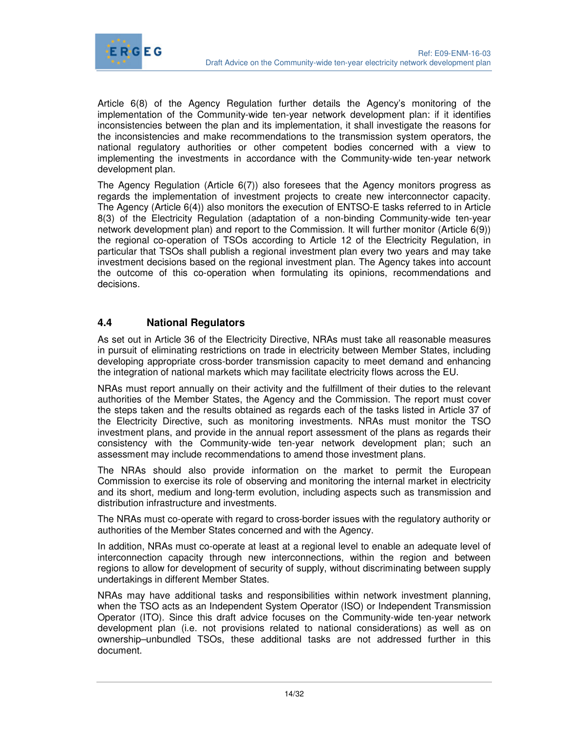Article 6(8) of the Agency Regulation further details the Agency's monitoring of the implementation of the Community-wide ten-year network development plan: if it identifies inconsistencies between the plan and its implementation, it shall investigate the reasons for the inconsistencies and make recommendations to the transmission system operators, the national regulatory authorities or other competent bodies concerned with a view to implementing the investments in accordance with the Community-wide ten-year network development plan.

The Agency Regulation (Article 6(7)) also foresees that the Agency monitors progress as regards the implementation of investment projects to create new interconnector capacity. The Agency (Article 6(4)) also monitors the execution of ENTSO-E tasks referred to in Article 8(3) of the Electricity Regulation (adaptation of a non-binding Community-wide ten-year network development plan) and report to the Commission. It will further monitor (Article 6(9)) the regional co-operation of TSOs according to Article 12 of the Electricity Regulation, in particular that TSOs shall publish a regional investment plan every two years and may take investment decisions based on the regional investment plan. The Agency takes into account the outcome of this co-operation when formulating its opinions, recommendations and decisions.

## 4.4 National Regulators

As set out in Article 36 of the Electricity Directive, NRAs must take all reasonable measures in pursuit of eliminating restrictions on trade in electricity between Member States, including developing appropriate cross-border transmission capacity to meet demand and enhancing the integration of national markets which may facilitate electricity flows across the EU.

NRAs must report annually on their activity and the fulfillment of their duties to the relevant authorities of the Member States, the Agency and the Commission. The report must cover the steps taken and the results obtained as regards each of the tasks listed in Article 37 of the Electricity Directive, such as monitoring investments. NRAs must monitor the TSO investment plans, and provide in the annual report assessment of the plans as regards their consistency with the Community-wide ten-year network development plan; such an assessment may include recommendations to amend those investment plans.

The NRAs should also provide information on the market to permit the European Commission to exercise its role of observing and monitoring the internal market in electricity and its short, medium and long-term evolution, including aspects such as transmission and distribution infrastructure and investments.

The NRAs must co-operate with regard to cross-border issues with the regulatory authority or authorities of the Member States concerned and with the Agency.

In addition, NRAs must co-operate at least at a regional level to enable an adequate level of interconnection capacity through new interconnections, within the region and between regions to allow for development of security of supply, without discriminating between supply undertakings in different Member States.

NRAs may have additional tasks and responsibilities within network investment planning, when the TSO acts as an Independent System Operator (ISO) or Independent Transmission Operator (ITO). Since this draft advice focuses on the Community-wide ten-year network development plan (i.e. not provisions related to national considerations) as well as on ownership–unbundled TSOs, these additional tasks are not addressed further in this document.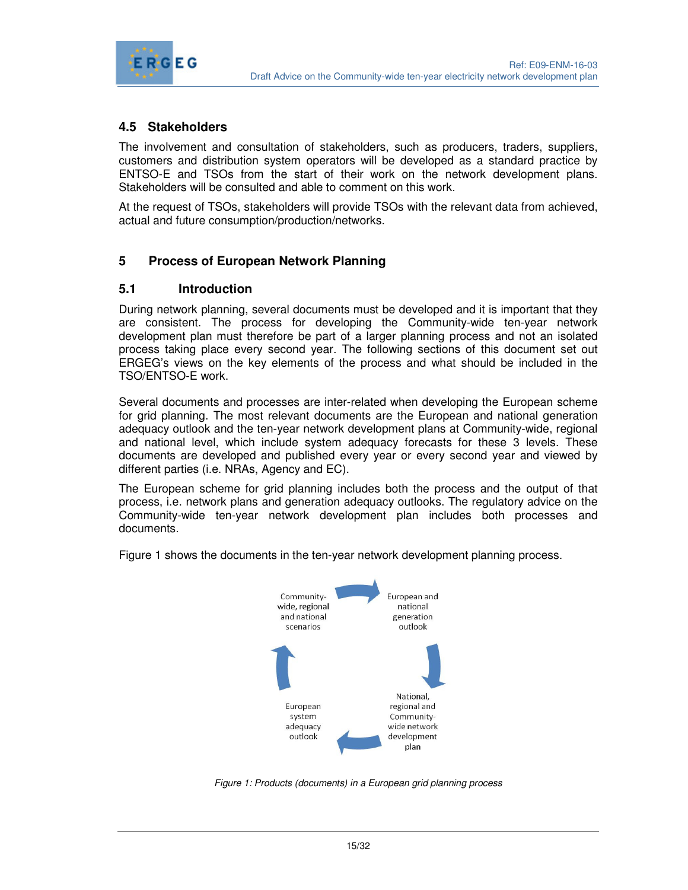## 4.5 Stakeholders

The involvement and consultation of stakeholders, such as producers, traders, suppliers, customers and distribution system operators will be developed as a standard practice by ENTSO-E and TSOs from the start of their work on the network development plans. Stakeholders will be consulted and able to comment on this work.

At the request of TSOs, stakeholders will provide TSOs with the relevant data from achieved, actual and future consumption/production/networks.

# 5 Process of European Network Planning

## 5.1 Introduction

During network planning, several documents must be developed and it is important that they are consistent. The process for developing the Community-wide ten-year network development plan must therefore be part of a larger planning process and not an isolated process taking place every second year. The following sections of this document set out ERGEG's views on the key elements of the process and what should be included in the TSO/ENTSO-E work.

Several documents and processes are inter-related when developing the European scheme for grid planning. The most relevant documents are the European and national generation adequacy outlook and the ten-year network development plans at Community-wide, regional and national level, which include system adequacy forecasts for these 3 levels. These documents are developed and published every year or every second year and viewed by different parties (i.e. NRAs, Agency and EC).

The European scheme for grid planning includes both the process and the output of that process, i.e. network plans and generation adequacy outlooks. The regulatory advice on the Community-wide ten-year network development plan includes both processes and documents.

Figure 1 shows the documents in the ten-year network development planning process.

Community-wide, regional and national scenarios → European and national generation outlook → National, regional and Community-wide network development plan → European system adequacy outlook → Community-wide, regional and national scenarios

*Figure 1: Products (documents) in a European grid planning process*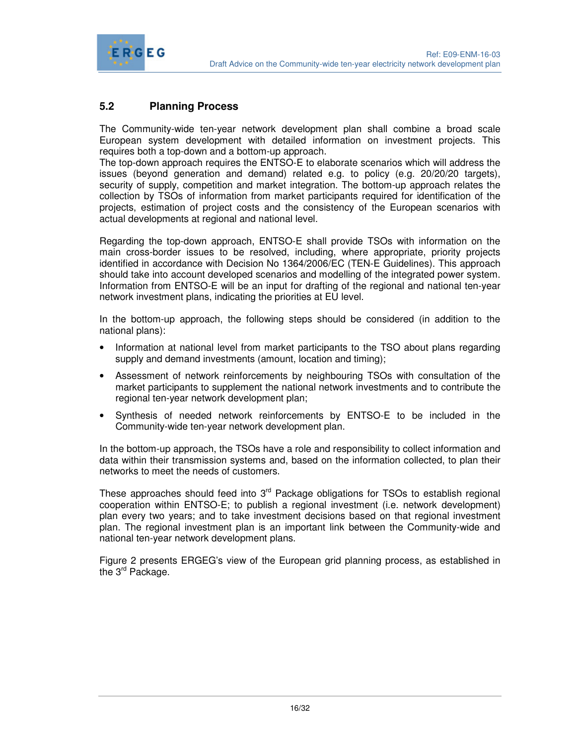## 5.2 Planning Process

The Community-wide ten-year network development plan shall combine a broad scale European system development with detailed information on investment projects. This requires both a top-down and a bottom-up approach.
The top-down approach requires the ENTSO-E to elaborate scenarios which will address the issues (beyond generation and demand) related e.g. to policy (e.g. 20/20/20 targets), security of supply, competition and market integration. The bottom-up approach relates the collection by TSOs of information from market participants required for identification of the projects, estimation of project costs and the consistency of the European scenarios with actual developments at regional and national level.

Regarding the top-down approach, ENTSO-E shall provide TSOs with information on the main cross-border issues to be resolved, including, where appropriate, priority projects identified in accordance with Decision No 1364/2006/EC (TEN-E Guidelines). This approach should take into account developed scenarios and modelling of the integrated power system. Information from ENTSO-E will be an input for drafting of the regional and national ten-year network investment plans, indicating the priorities at EU level.

In the bottom-up approach, the following steps should be considered (in addition to the national plans):

- Information at national level from market participants to the TSO about plans regarding supply and demand investments (amount, location and timing);
- Assessment of network reinforcements by neighbouring TSOs with consultation of the market participants to supplement the national network investments and to contribute the regional ten-year network development plan;
- Synthesis of needed network reinforcements by ENTSO-E to be included in the Community-wide ten-year network development plan.

In the bottom-up approach, the TSOs have a role and responsibility to collect information and data within their transmission systems and, based on the information collected, to plan their networks to meet the needs of customers.

These approaches should feed into 3rd Package obligations for TSOs to establish regional cooperation within ENTSO-E; to publish a regional investment (i.e. network development) plan every two years; and to take investment decisions based on that regional investment plan. The regional investment plan is an important link between the Community-wide and national ten-year network development plans.

Figure 2 presents ERGEG's view of the European grid planning process, as established in the 3rd Package.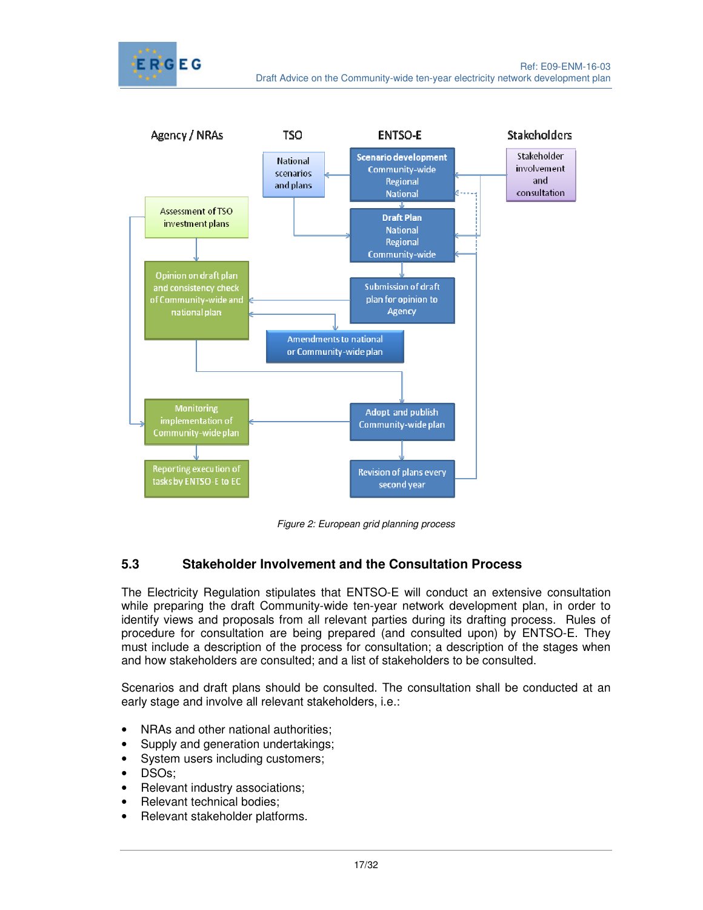Figure 2: European grid planning process

### 5.3 Stakeholder Involvement and the Consultation Process

The Electricity Regulation stipulates that ENTSO-E will conduct an extensive consultation while preparing the draft Community-wide ten-year network development plan, in order to identify views and proposals from all relevant parties during its drafting process. Rules of procedure for consultation are being prepared (and consulted upon) by ENTSO-E. They must include a description of the process for consultation; a description of the stages when and how stakeholders are consulted; and a list of stakeholders to be consulted.

Scenarios and draft plans should be consulted. The consultation shall be conducted at an early stage and involve all relevant stakeholders, i.e.:

- NRAs and other national authorities;
- Supply and generation undertakings;
- System users including customers;
- DSOs;
- Relevant industry associations;
- Relevant technical bodies;
- Relevant stakeholder platforms.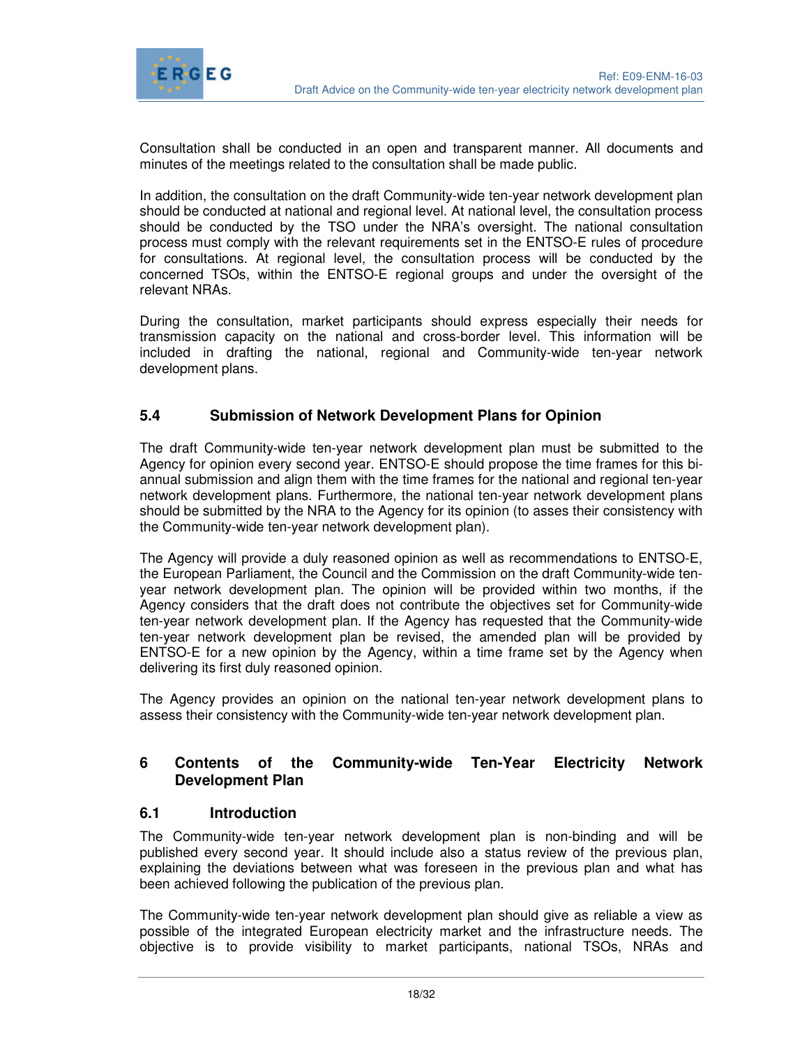Consultation shall be conducted in an open and transparent manner. All documents and minutes of the meetings related to the consultation shall be made public.

In addition, the consultation on the draft Community-wide ten-year network development plan should be conducted at national and regional level. At national level, the consultation process should be conducted by the TSO under the NRA's oversight. The national consultation process must comply with the relevant requirements set in the ENTSO-E rules of procedure for consultations. At regional level, the consultation process will be conducted by the concerned TSOs, within the ENTSO-E regional groups and under the oversight of the relevant NRAs.

During the consultation, market participants should express especially their needs for transmission capacity on the national and cross-border level. This information will be included in drafting the national, regional and Community-wide ten-year network development plans.

### 5.4 Submission of Network Development Plans for Opinion

The draft Community-wide ten-year network development plan must be submitted to the Agency for opinion every second year. ENTSO-E should propose the time frames for this bi-annual submission and align them with the time frames for the national and regional ten-year network development plans. Furthermore, the national ten-year network development plans should be submitted by the NRA to the Agency for its opinion (to asses their consistency with the Community-wide ten-year network development plan).

The Agency will provide a duly reasoned opinion as well as recommendations to ENTSO-E, the European Parliament, the Council and the Commission on the draft Community-wide ten-year network development plan. The opinion will be provided within two months, if the Agency considers that the draft does not contribute the objectives set for Community-wide ten-year network development plan. If the Agency has requested that the Community-wide ten-year network development plan be revised, the amended plan will be provided by ENTSO-E for a new opinion by the Agency, within a time frame set by the Agency when delivering its first duly reasoned opinion.

The Agency provides an opinion on the national ten-year network development plans to assess their consistency with the Community-wide ten-year network development plan.

## 6 Contents of the Community-wide Ten-Year Electricity Network Development Plan

### 6.1 Introduction

The Community-wide ten-year network development plan is non-binding and will be published every second year. It should include also a status review of the previous plan, explaining the deviations between what was foreseen in the previous plan and what has been achieved following the publication of the previous plan.

The Community-wide ten-year network development plan should give as reliable a view as possible of the integrated European electricity market and the infrastructure needs. The objective is to provide visibility to market participants, national TSOs, NRAs and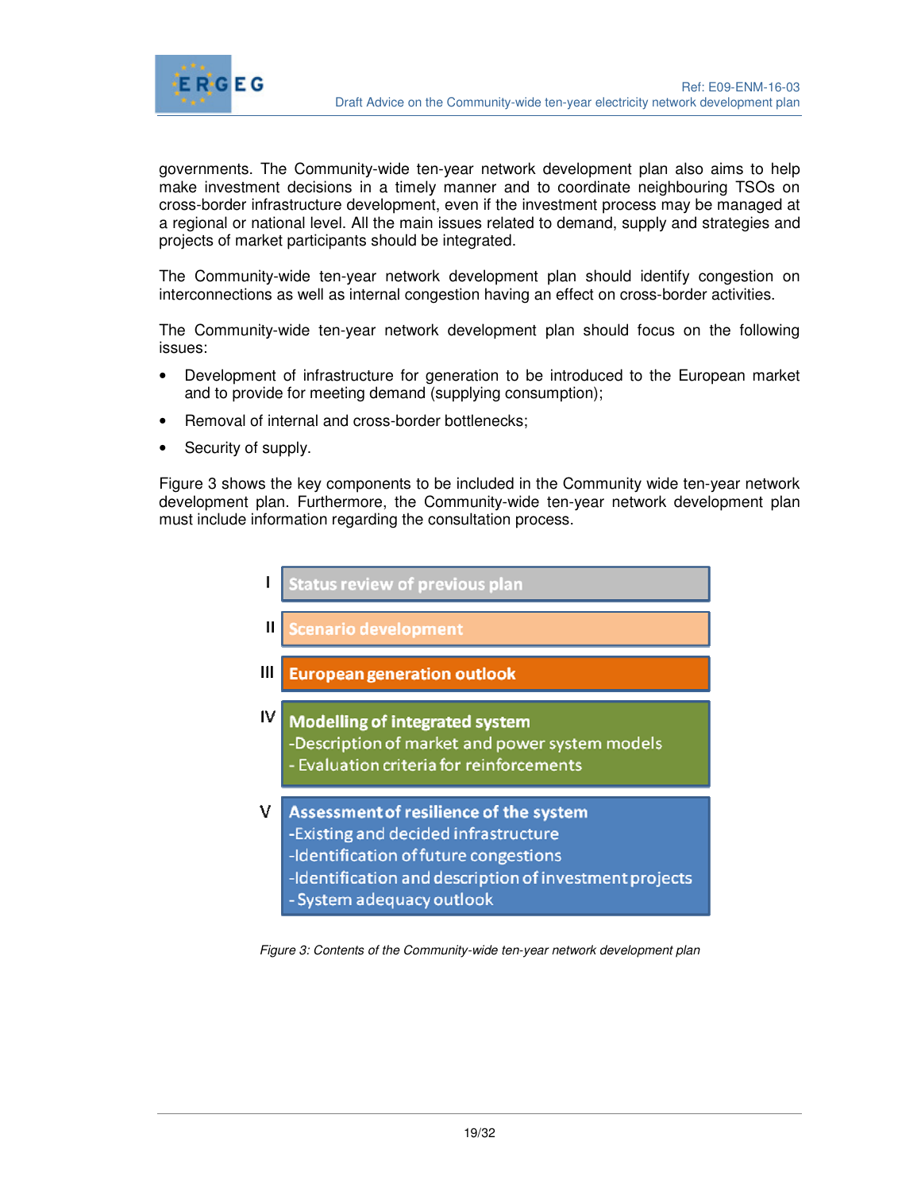governments. The Community-wide ten-year network development plan also aims to help make investment decisions in a timely manner and to coordinate neighbouring TSOs on cross-border infrastructure development, even if the investment process may be managed at a regional or national level. All the main issues related to demand, supply and strategies and projects of market participants should be integrated.

The Community-wide ten-year network development plan should identify congestion on interconnections as well as internal congestion having an effect on cross-border activities.

The Community-wide ten-year network development plan should focus on the following issues:

- Development of infrastructure for generation to be introduced to the European market and to provide for meeting demand (supplying consumption);
- Removal of internal and cross-border bottlenecks;
- Security of supply.

Figure 3 shows the key components to be included in the Community wide ten-year network development plan. Furthermore, the Community-wide ten-year network development plan must include information regarding the consultation process.

I. **Status review of previous plan**

II. **Scenario development**

III. **European generation outlook**

IV. **Modelling of integrated system**
- Description of market and power system models
- Evaluation criteria for reinforcements

V. **Assessment of resilience of the system**
- Existing and decided infrastructure
- Identification of future congestions
- Identification and description of investment projects
- System adequacy outlook

*Figure 3: Contents of the Community-wide ten-year network development plan*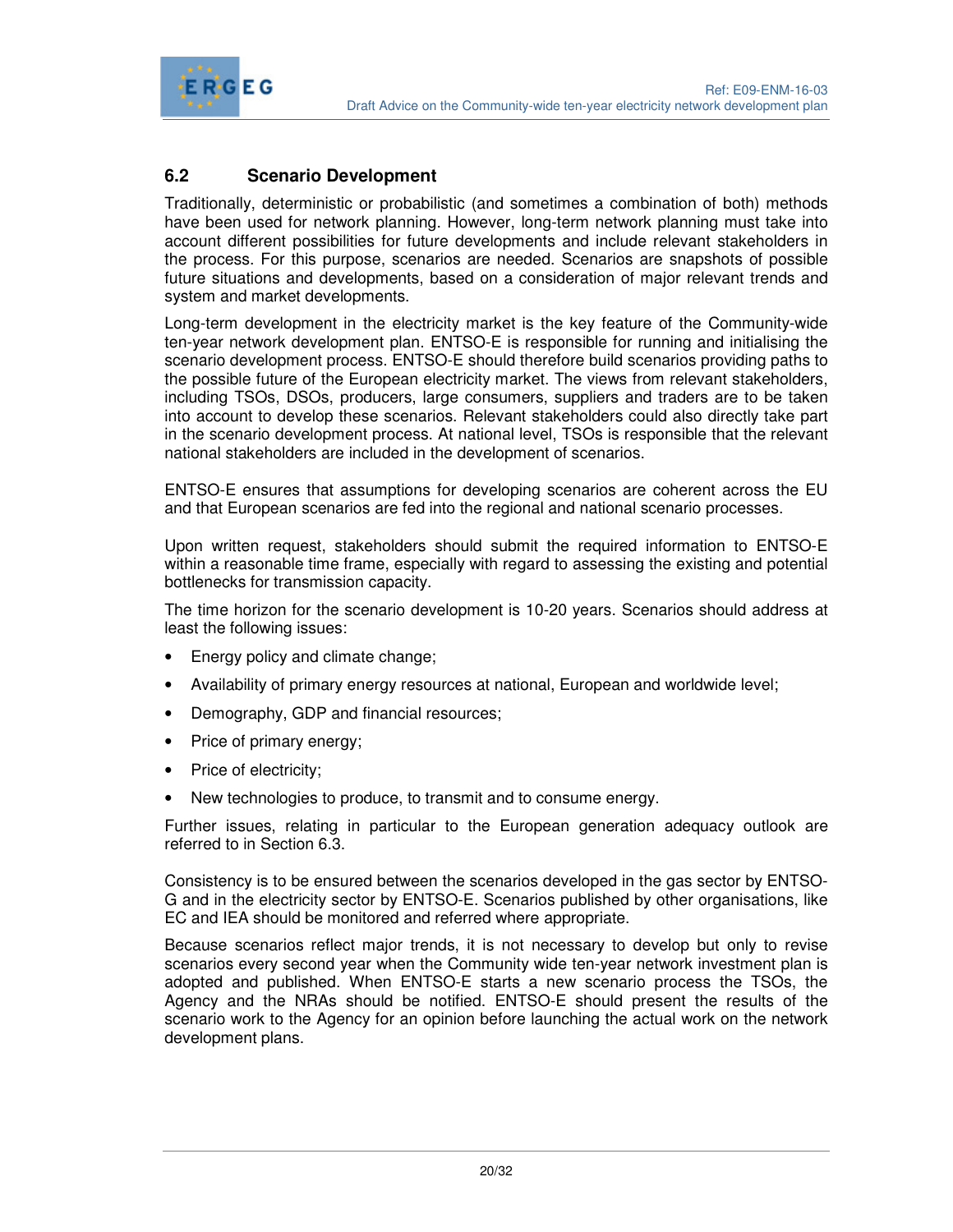## 6.2 Scenario Development

Traditionally, deterministic or probabilistic (and sometimes a combination of both) methods have been used for network planning. However, long-term network planning must take into account different possibilities for future developments and include relevant stakeholders in the process. For this purpose, scenarios are needed. Scenarios are snapshots of possible future situations and developments, based on a consideration of major relevant trends and system and market developments.

Long-term development in the electricity market is the key feature of the Community-wide ten-year network development plan. ENTSO-E is responsible for running and initialising the scenario development process. ENTSO-E should therefore build scenarios providing paths to the possible future of the European electricity market. The views from relevant stakeholders, including TSOs, DSOs, producers, large consumers, suppliers and traders are to be taken into account to develop these scenarios. Relevant stakeholders could also directly take part in the scenario development process. At national level, TSOs is responsible that the relevant national stakeholders are included in the development of scenarios.

ENTSO-E ensures that assumptions for developing scenarios are coherent across the EU and that European scenarios are fed into the regional and national scenario processes.

Upon written request, stakeholders should submit the required information to ENTSO-E within a reasonable time frame, especially with regard to assessing the existing and potential bottlenecks for transmission capacity.

The time horizon for the scenario development is 10-20 years. Scenarios should address at least the following issues:

- Energy policy and climate change;
- Availability of primary energy resources at national, European and worldwide level;
- Demography, GDP and financial resources;
- Price of primary energy;
- Price of electricity;
- New technologies to produce, to transmit and to consume energy.

Further issues, relating in particular to the European generation adequacy outlook are referred to in Section 6.3.

Consistency is to be ensured between the scenarios developed in the gas sector by ENTSO-G and in the electricity sector by ENTSO-E. Scenarios published by other organisations, like EC and IEA should be monitored and referred where appropriate.

Because scenarios reflect major trends, it is not necessary to develop but only to revise scenarios every second year when the Community wide ten-year network investment plan is adopted and published. When ENTSO-E starts a new scenario process the TSOs, the Agency and the NRAs should be notified. ENTSO-E should present the results of the scenario work to the Agency for an opinion before launching the actual work on the network development plans.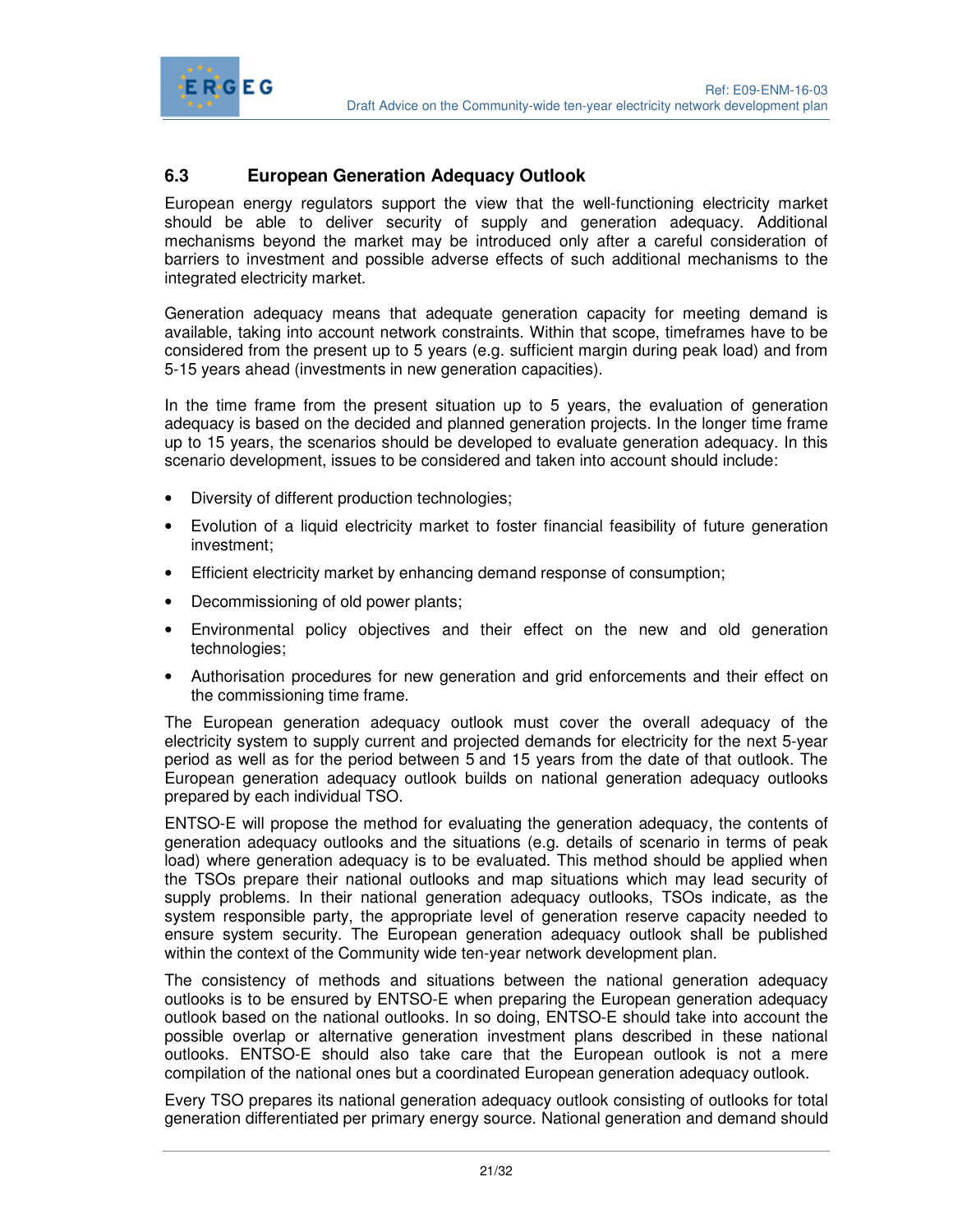### 6.3 European Generation Adequacy Outlook

European energy regulators support the view that the well-functioning electricity market should be able to deliver security of supply and generation adequacy. Additional mechanisms beyond the market may be introduced only after a careful consideration of barriers to investment and possible adverse effects of such additional mechanisms to the integrated electricity market.

Generation adequacy means that adequate generation capacity for meeting demand is available, taking into account network constraints. Within that scope, timeframes have to be considered from the present up to 5 years (e.g. sufficient margin during peak load) and from 5-15 years ahead (investments in new generation capacities).

In the time frame from the present situation up to 5 years, the evaluation of generation adequacy is based on the decided and planned generation projects. In the longer time frame up to 15 years, the scenarios should be developed to evaluate generation adequacy. In this scenario development, issues to be considered and taken into account should include:

- Diversity of different production technologies;
- Evolution of a liquid electricity market to foster financial feasibility of future generation investment;
- Efficient electricity market by enhancing demand response of consumption;
- Decommissioning of old power plants;
- Environmental policy objectives and their effect on the new and old generation technologies;
- Authorisation procedures for new generation and grid enforcements and their effect on the commissioning time frame.

The European generation adequacy outlook must cover the overall adequacy of the electricity system to supply current and projected demands for electricity for the next 5-year period as well as for the period between 5 and 15 years from the date of that outlook. The European generation adequacy outlook builds on national generation adequacy outlooks prepared by each individual TSO.

ENTSO-E will propose the method for evaluating the generation adequacy, the contents of generation adequacy outlooks and the situations (e.g. details of scenario in terms of peak load) where generation adequacy is to be evaluated. This method should be applied when the TSOs prepare their national outlooks and map situations which may lead security of supply problems. In their national generation adequacy outlooks, TSOs indicate, as the system responsible party, the appropriate level of generation reserve capacity needed to ensure system security. The European generation adequacy outlook shall be published within the context of the Community wide ten-year network development plan.

The consistency of methods and situations between the national generation adequacy outlooks is to be ensured by ENTSO-E when preparing the European generation adequacy outlook based on the national outlooks. In so doing, ENTSO-E should take into account the possible overlap or alternative generation investment plans described in these national outlooks. ENTSO-E should also take care that the European outlook is not a mere compilation of the national ones but a coordinated European generation adequacy outlook.

Every TSO prepares its national generation adequacy outlook consisting of outlooks for total generation differentiated per primary energy source. National generation and demand should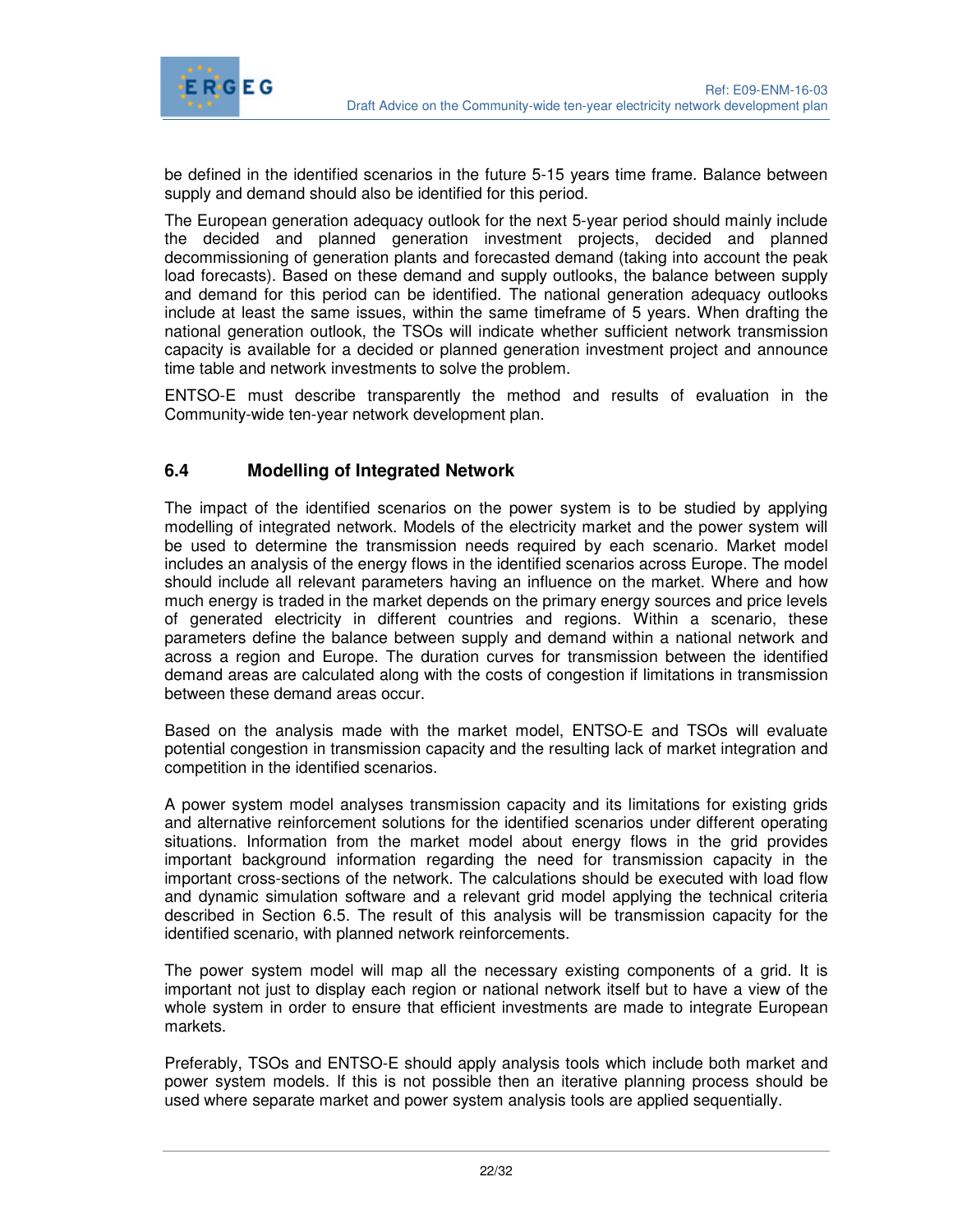be defined in the identified scenarios in the future 5-15 years time frame. Balance between supply and demand should also be identified for this period.

The European generation adequacy outlook for the next 5-year period should mainly include the decided and planned generation investment projects, decided and planned decommissioning of generation plants and forecasted demand (taking into account the peak load forecasts). Based on these demand and supply outlooks, the balance between supply and demand for this period can be identified. The national generation adequacy outlooks include at least the same issues, within the same timeframe of 5 years. When drafting the national generation outlook, the TSOs will indicate whether sufficient network transmission capacity is available for a decided or planned generation investment project and announce time table and network investments to solve the problem.

ENTSO-E must describe transparently the method and results of evaluation in the Community-wide ten-year network development plan.

### 6.4 Modelling of Integrated Network

The impact of the identified scenarios on the power system is to be studied by applying modelling of integrated network. Models of the electricity market and the power system will be used to determine the transmission needs required by each scenario. Market model includes an analysis of the energy flows in the identified scenarios across Europe. The model should include all relevant parameters having an influence on the market. Where and how much energy is traded in the market depends on the primary energy sources and price levels of generated electricity in different countries and regions. Within a scenario, these parameters define the balance between supply and demand within a national network and across a region and Europe. The duration curves for transmission between the identified demand areas are calculated along with the costs of congestion if limitations in transmission between these demand areas occur.

Based on the analysis made with the market model, ENTSO-E and TSOs will evaluate potential congestion in transmission capacity and the resulting lack of market integration and competition in the identified scenarios.

A power system model analyses transmission capacity and its limitations for existing grids and alternative reinforcement solutions for the identified scenarios under different operating situations. Information from the market model about energy flows in the grid provides important background information regarding the need for transmission capacity in the important cross-sections of the network. The calculations should be executed with load flow and dynamic simulation software and a relevant grid model applying the technical criteria described in Section 6.5. The result of this analysis will be transmission capacity for the identified scenario, with planned network reinforcements.

The power system model will map all the necessary existing components of a grid. It is important not just to display each region or national network itself but to have a view of the whole system in order to ensure that efficient investments are made to integrate European markets.

Preferably, TSOs and ENTSO-E should apply analysis tools which include both market and power system models. If this is not possible then an iterative planning process should be used where separate market and power system analysis tools are applied sequentially.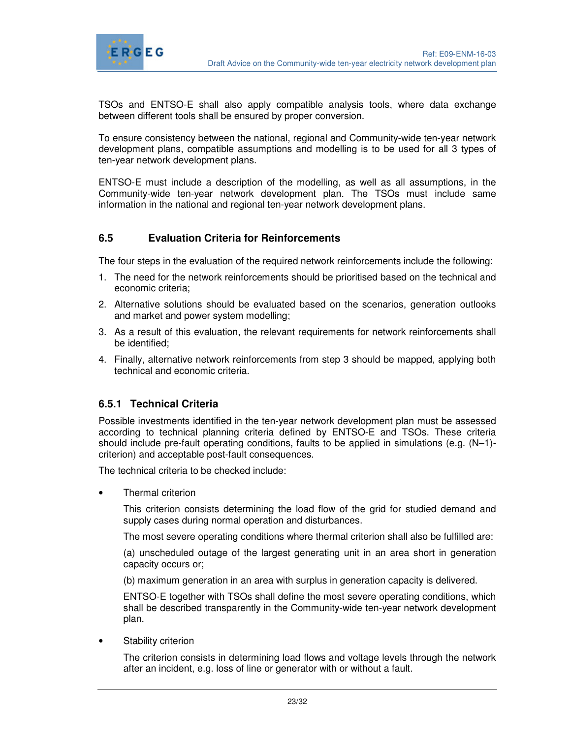TSOs and ENTSO-E shall also apply compatible analysis tools, where data exchange between different tools shall be ensured by proper conversion.

To ensure consistency between the national, regional and Community-wide ten-year network development plans, compatible assumptions and modelling is to be used for all 3 types of ten-year network development plans.

ENTSO-E must include a description of the modelling, as well as all assumptions, in the Community-wide ten-year network development plan. The TSOs must include same information in the national and regional ten-year network development plans.

## 6.5 Evaluation Criteria for Reinforcements

The four steps in the evaluation of the required network reinforcements include the following:

1. The need for the network reinforcements should be prioritised based on the technical and economic criteria;
2. Alternative solutions should be evaluated based on the scenarios, generation outlooks and market and power system modelling;
3. As a result of this evaluation, the relevant requirements for network reinforcements shall be identified;
4. Finally, alternative network reinforcements from step 3 should be mapped, applying both technical and economic criteria.

### 6.5.1 Technical Criteria

Possible investments identified in the ten-year network development plan must be assessed according to technical planning criteria defined by ENTSO-E and TSOs. These criteria should include pre-fault operating conditions, faults to be applied in simulations (e.g. (N–1)-criterion) and acceptable post-fault consequences.

The technical criteria to be checked include:

- Thermal criterion

  This criterion consists determining the load flow of the grid for studied demand and supply cases during normal operation and disturbances.

  The most severe operating conditions where thermal criterion shall also be fulfilled are:

  (a) unscheduled outage of the largest generating unit in an area short in generation capacity occurs or;

  (b) maximum generation in an area with surplus in generation capacity is delivered.

  ENTSO-E together with TSOs shall define the most severe operating conditions, which shall be described transparently in the Community-wide ten-year network development plan.

- Stability criterion

  The criterion consists in determining load flows and voltage levels through the network after an incident, e.g. loss of line or generator with or without a fault.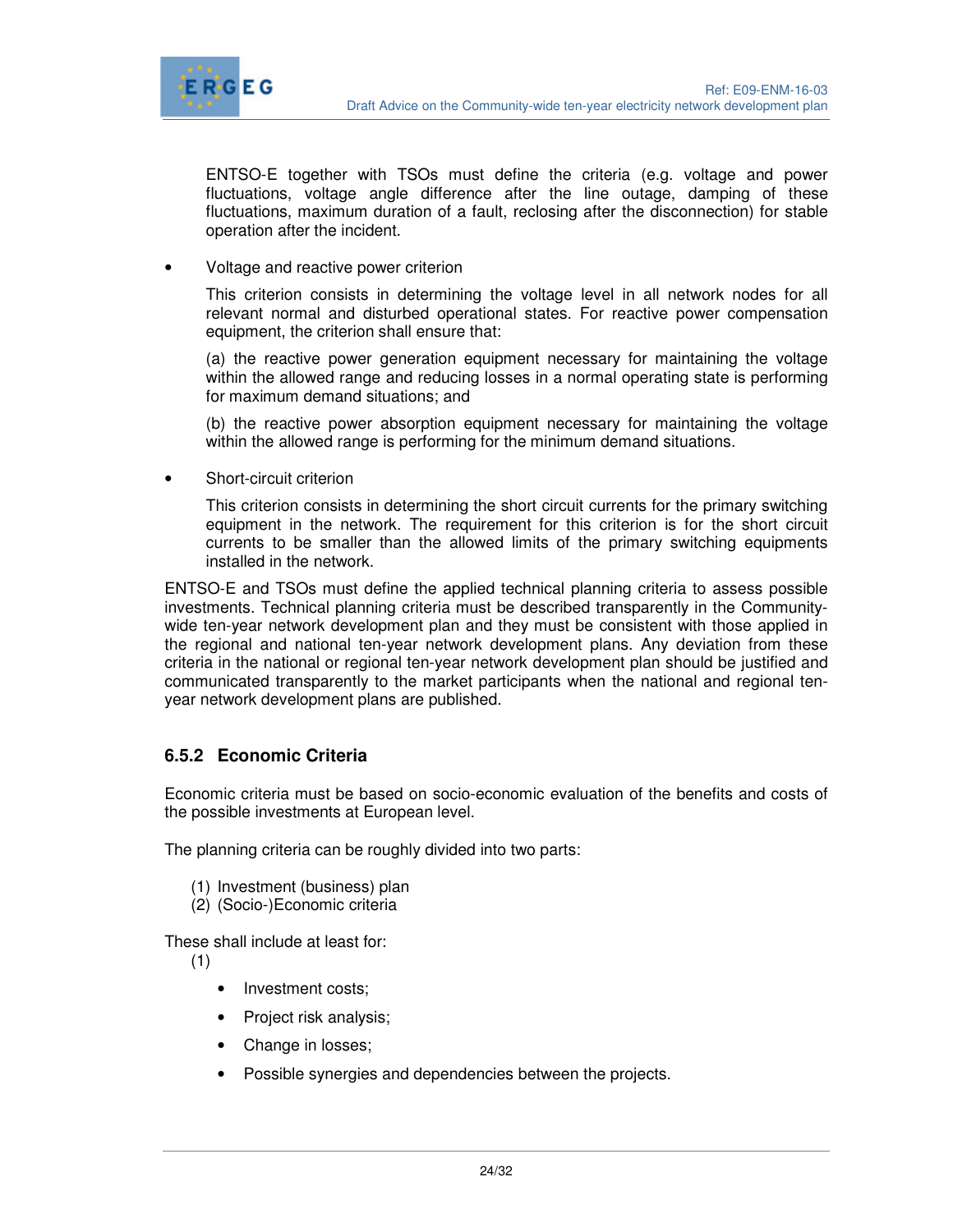ENTSO-E together with TSOs must define the criteria (e.g. voltage and power fluctuations, voltage angle difference after the line outage, damping of these fluctuations, maximum duration of a fault, reclosing after the disconnection) for stable operation after the incident.

- Voltage and reactive power criterion

  This criterion consists in determining the voltage level in all network nodes for all relevant normal and disturbed operational states. For reactive power compensation equipment, the criterion shall ensure that:

  (a) the reactive power generation equipment necessary for maintaining the voltage within the allowed range and reducing losses in a normal operating state is performing for maximum demand situations; and

  (b) the reactive power absorption equipment necessary for maintaining the voltage within the allowed range is performing for the minimum demand situations.

- Short-circuit criterion

  This criterion consists in determining the short circuit currents for the primary switching equipment in the network. The requirement for this criterion is for the short circuit currents to be smaller than the allowed limits of the primary switching equipments installed in the network.

ENTSO-E and TSOs must define the applied technical planning criteria to assess possible investments. Technical planning criteria must be described transparently in the Community-wide ten-year network development plan and they must be consistent with those applied in the regional and national ten-year network development plans. Any deviation from these criteria in the national or regional ten-year network development plan should be justified and communicated transparently to the market participants when the national and regional ten-year network development plans are published.

### 6.5.2 Economic Criteria

Economic criteria must be based on socio-economic evaluation of the benefits and costs of the possible investments at European level.

The planning criteria can be roughly divided into two parts:

(1) Investment (business) plan
(2) (Socio-)Economic criteria

These shall include at least for:

(1)

- Investment costs;
- Project risk analysis;
- Change in losses;
- Possible synergies and dependencies between the projects.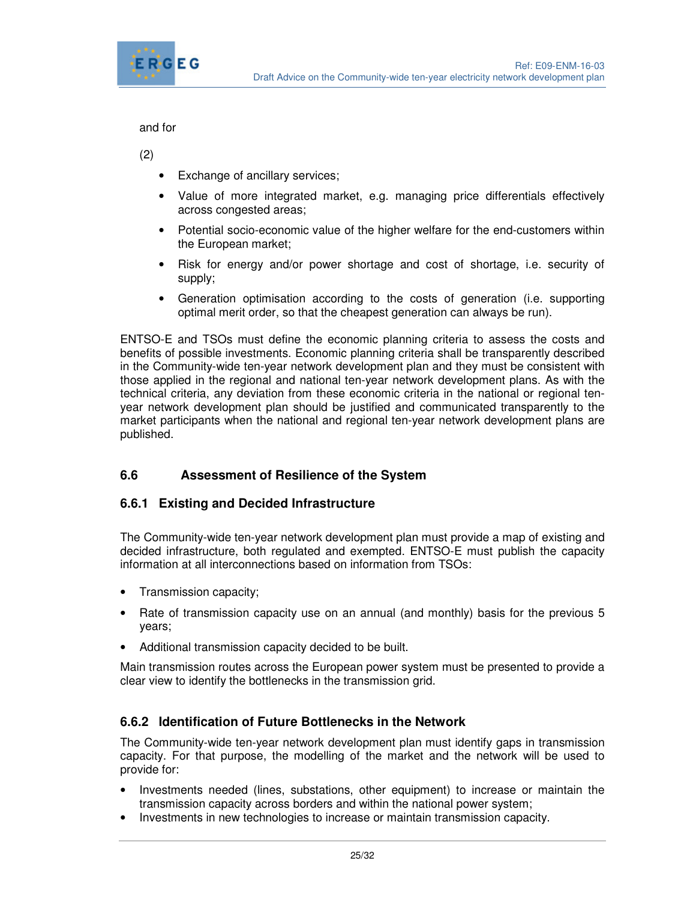and for

(2)

- Exchange of ancillary services;
- Value of more integrated market, e.g. managing price differentials effectively across congested areas;
- Potential socio-economic value of the higher welfare for the end-customers within the European market;
- Risk for energy and/or power shortage and cost of shortage, i.e. security of supply;
- Generation optimisation according to the costs of generation (i.e. supporting optimal merit order, so that the cheapest generation can always be run).

ENTSO-E and TSOs must define the economic planning criteria to assess the costs and benefits of possible investments. Economic planning criteria shall be transparently described in the Community-wide ten-year network development plan and they must be consistent with those applied in the regional and national ten-year network development plans. As with the technical criteria, any deviation from these economic criteria in the national or regional ten-year network development plan should be justified and communicated transparently to the market participants when the national and regional ten-year network development plans are published.

## 6.6 Assessment of Resilience of the System

### 6.6.1 Existing and Decided Infrastructure

The Community-wide ten-year network development plan must provide a map of existing and decided infrastructure, both regulated and exempted. ENTSO-E must publish the capacity information at all interconnections based on information from TSOs:

- Transmission capacity;
- Rate of transmission capacity use on an annual (and monthly) basis for the previous 5 years;
- Additional transmission capacity decided to be built.

Main transmission routes across the European power system must be presented to provide a clear view to identify the bottlenecks in the transmission grid.

### 6.6.2 Identification of Future Bottlenecks in the Network

The Community-wide ten-year network development plan must identify gaps in transmission capacity. For that purpose, the modelling of the market and the network will be used to provide for:

- Investments needed (lines, substations, other equipment) to increase or maintain the transmission capacity across borders and within the national power system;
- Investments in new technologies to increase or maintain transmission capacity.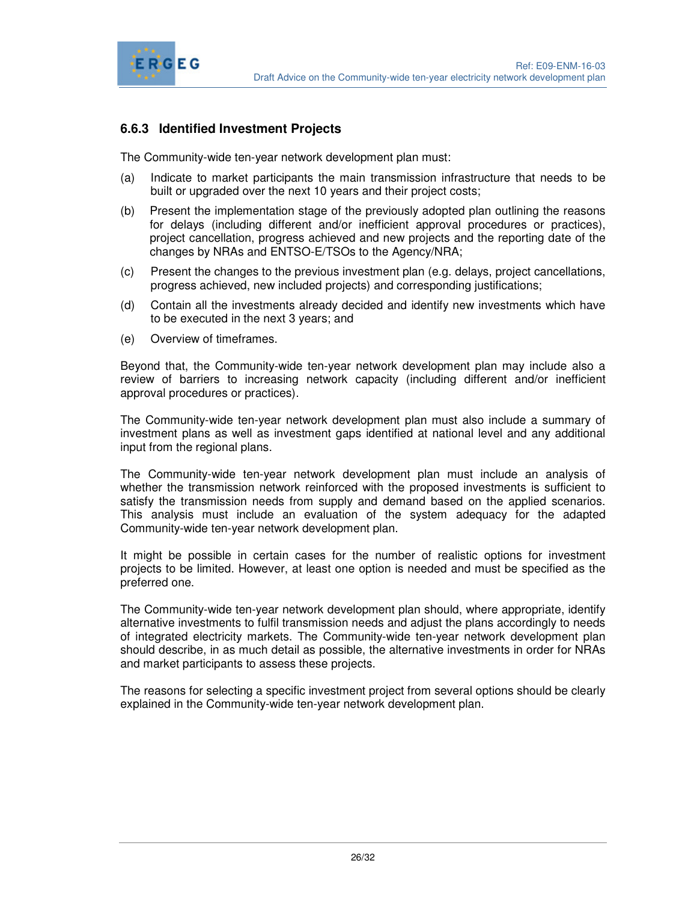### 6.6.3 Identified Investment Projects

The Community-wide ten-year network development plan must:

(a) Indicate to market participants the main transmission infrastructure that needs to be built or upgraded over the next 10 years and their project costs;

(b) Present the implementation stage of the previously adopted plan outlining the reasons for delays (including different and/or inefficient approval procedures or practices), project cancellation, progress achieved and new projects and the reporting date of the changes by NRAs and ENTSO-E/TSOs to the Agency/NRA;

(c) Present the changes to the previous investment plan (e.g. delays, project cancellations, progress achieved, new included projects) and corresponding justifications;

(d) Contain all the investments already decided and identify new investments which have to be executed in the next 3 years; and

(e) Overview of timeframes.

Beyond that, the Community-wide ten-year network development plan may include also a review of barriers to increasing network capacity (including different and/or inefficient approval procedures or practices).

The Community-wide ten-year network development plan must also include a summary of investment plans as well as investment gaps identified at national level and any additional input from the regional plans.

The Community-wide ten-year network development plan must include an analysis of whether the transmission network reinforced with the proposed investments is sufficient to satisfy the transmission needs from supply and demand based on the applied scenarios. This analysis must include an evaluation of the system adequacy for the adapted Community-wide ten-year network development plan.

It might be possible in certain cases for the number of realistic options for investment projects to be limited. However, at least one option is needed and must be specified as the preferred one.

The Community-wide ten-year network development plan should, where appropriate, identify alternative investments to fulfil transmission needs and adjust the plans accordingly to needs of integrated electricity markets. The Community-wide ten-year network development plan should describe, in as much detail as possible, the alternative investments in order for NRAs and market participants to assess these projects.

The reasons for selecting a specific investment project from several options should be clearly explained in the Community-wide ten-year network development plan.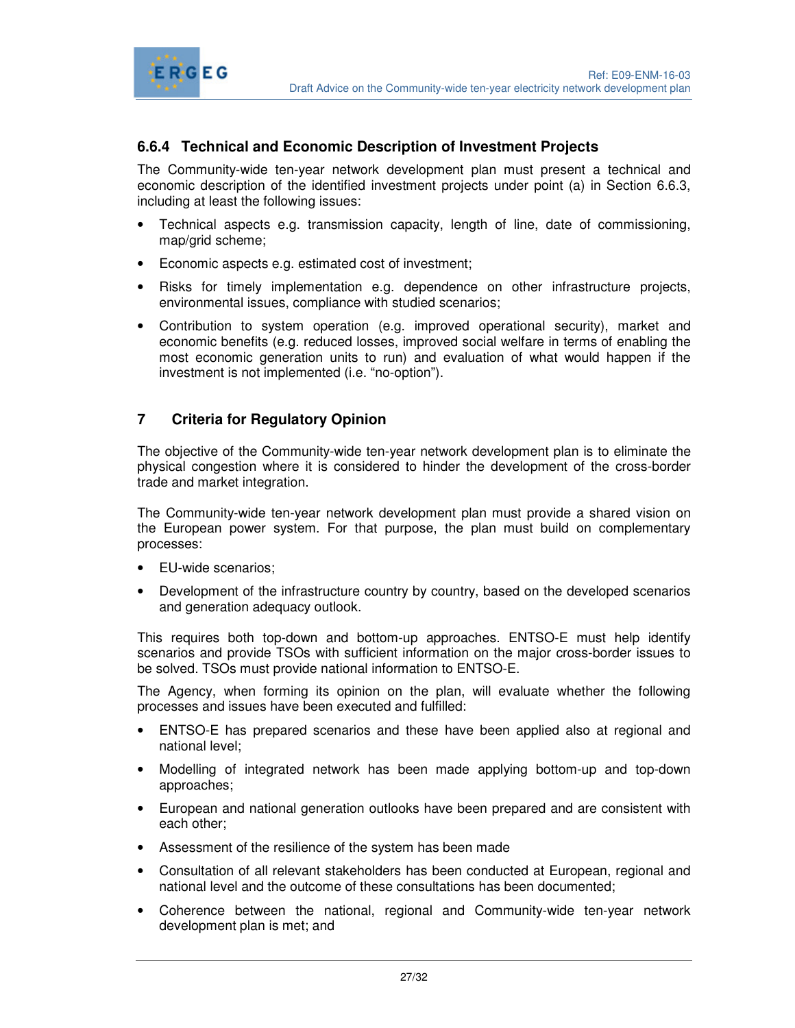### 6.6.4 Technical and Economic Description of Investment Projects

The Community-wide ten-year network development plan must present a technical and economic description of the identified investment projects under point (a) in Section 6.6.3, including at least the following issues:

- Technical aspects e.g. transmission capacity, length of line, date of commissioning, map/grid scheme;
- Economic aspects e.g. estimated cost of investment;
- Risks for timely implementation e.g. dependence on other infrastructure projects, environmental issues, compliance with studied scenarios;
- Contribution to system operation (e.g. improved operational security), market and economic benefits (e.g. reduced losses, improved social welfare in terms of enabling the most economic generation units to run) and evaluation of what would happen if the investment is not implemented (i.e. "no-option").

## 7 Criteria for Regulatory Opinion

The objective of the Community-wide ten-year network development plan is to eliminate the physical congestion where it is considered to hinder the development of the cross-border trade and market integration.

The Community-wide ten-year network development plan must provide a shared vision on the European power system. For that purpose, the plan must build on complementary processes:

- EU-wide scenarios;
- Development of the infrastructure country by country, based on the developed scenarios and generation adequacy outlook.

This requires both top-down and bottom-up approaches. ENTSO-E must help identify scenarios and provide TSOs with sufficient information on the major cross-border issues to be solved. TSOs must provide national information to ENTSO-E.

The Agency, when forming its opinion on the plan, will evaluate whether the following processes and issues have been executed and fulfilled:

- ENTSO-E has prepared scenarios and these have been applied also at regional and national level;
- Modelling of integrated network has been made applying bottom-up and top-down approaches;
- European and national generation outlooks have been prepared and are consistent with each other;
- Assessment of the resilience of the system has been made
- Consultation of all relevant stakeholders has been conducted at European, regional and national level and the outcome of these consultations has been documented;
- Coherence between the national, regional and Community-wide ten-year network development plan is met; and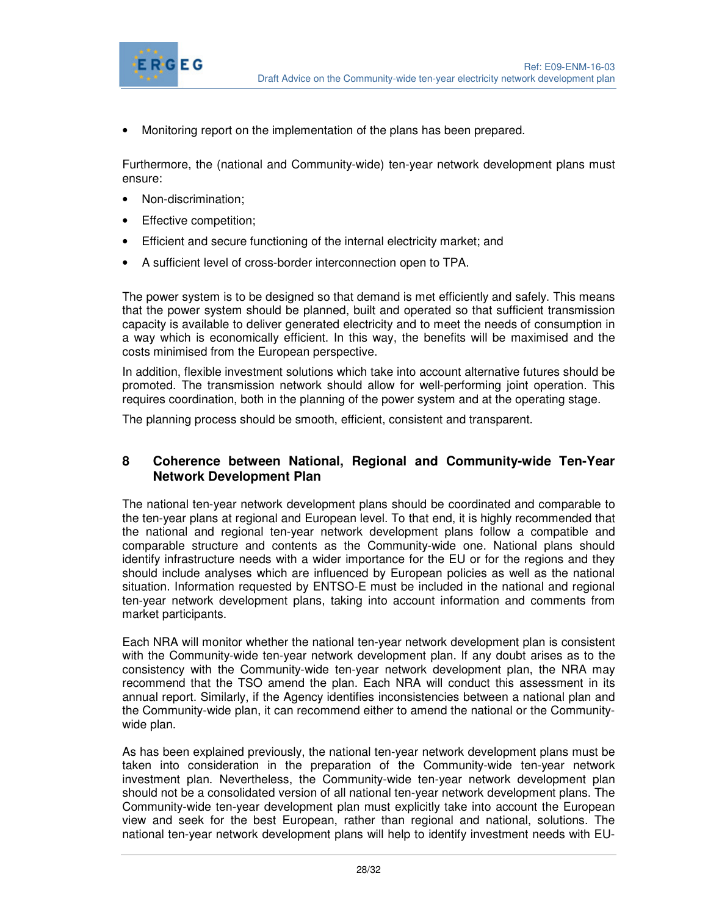- Monitoring report on the implementation of the plans has been prepared.

Furthermore, the (national and Community-wide) ten-year network development plans must ensure:

- Non-discrimination;
- Effective competition;
- Efficient and secure functioning of the internal electricity market; and
- A sufficient level of cross-border interconnection open to TPA.

The power system is to be designed so that demand is met efficiently and safely. This means that the power system should be planned, built and operated so that sufficient transmission capacity is available to deliver generated electricity and to meet the needs of consumption in a way which is economically efficient. In this way, the benefits will be maximised and the costs minimised from the European perspective.

In addition, flexible investment solutions which take into account alternative futures should be promoted. The transmission network should allow for well-performing joint operation. This requires coordination, both in the planning of the power system and at the operating stage.

The planning process should be smooth, efficient, consistent and transparent.

## 8 Coherence between National, Regional and Community-wide Ten-Year Network Development Plan

The national ten-year network development plans should be coordinated and comparable to the ten-year plans at regional and European level. To that end, it is highly recommended that the national and regional ten-year network development plans follow a compatible and comparable structure and contents as the Community-wide one. National plans should identify infrastructure needs with a wider importance for the EU or for the regions and they should include analyses which are influenced by European policies as well as the national situation. Information requested by ENTSO-E must be included in the national and regional ten-year network development plans, taking into account information and comments from market participants.

Each NRA will monitor whether the national ten-year network development plan is consistent with the Community-wide ten-year network development plan. If any doubt arises as to the consistency with the Community-wide ten-year network development plans, the NRA may recommend that the TSO amend the plan. Each NRA will conduct this assessment in its annual report. Similarly, if the Agency identifies inconsistencies between a national plan and the Community-wide plan, it can recommend either to amend the national or the Community-wide plan.

As has been explained previously, the national ten-year network development plans must be taken into consideration in the preparation of the Community-wide ten-year network investment plan. Nevertheless, the Community-wide ten-year network development plan should not be a consolidated version of all national ten-year network development plans. The Community-wide ten-year development plan must explicitly take into account the European view and seek for the best European, rather than regional and national, solutions. The national ten-year network development plans will help to identify investment needs with EU-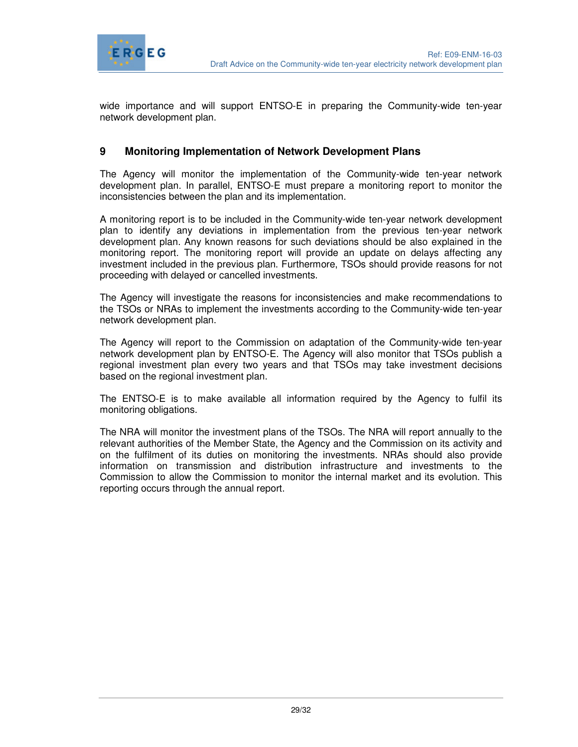wide importance and will support ENTSO-E in preparing the Community-wide ten-year network development plan.

## 9 Monitoring Implementation of Network Development Plans

The Agency will monitor the implementation of the Community-wide ten-year network development plan. In parallel, ENTSO-E must prepare a monitoring report to monitor the inconsistencies between the plan and its implementation.

A monitoring report is to be included in the Community-wide ten-year network development plan to identify any deviations in implementation from the previous ten-year network development plan. Any known reasons for such deviations should be also explained in the monitoring report. The monitoring report will provide an update on delays affecting any investment included in the previous plan. Furthermore, TSOs should provide reasons for not proceeding with delayed or cancelled investments.

The Agency will investigate the reasons for inconsistencies and make recommendations to the TSOs or NRAs to implement the investments according to the Community-wide ten-year network development plan.

The Agency will report to the Commission on adaptation of the Community-wide ten-year network development plan by ENTSO-E. The Agency will also monitor that TSOs publish a regional investment plan every two years and that TSOs may take investment decisions based on the regional investment plan.

The ENTSO-E is to make available all information required by the Agency to fulfil its monitoring obligations.

The NRA will monitor the investment plans of the TSOs. The NRA will report annually to the relevant authorities of the Member State, the Agency and the Commission on its activity and on the fulfilment of its duties on monitoring the investments. NRAs should also provide information on transmission and distribution infrastructure and investments to the Commission to allow the Commission to monitor the internal market and its evolution. This reporting occurs through the annual report.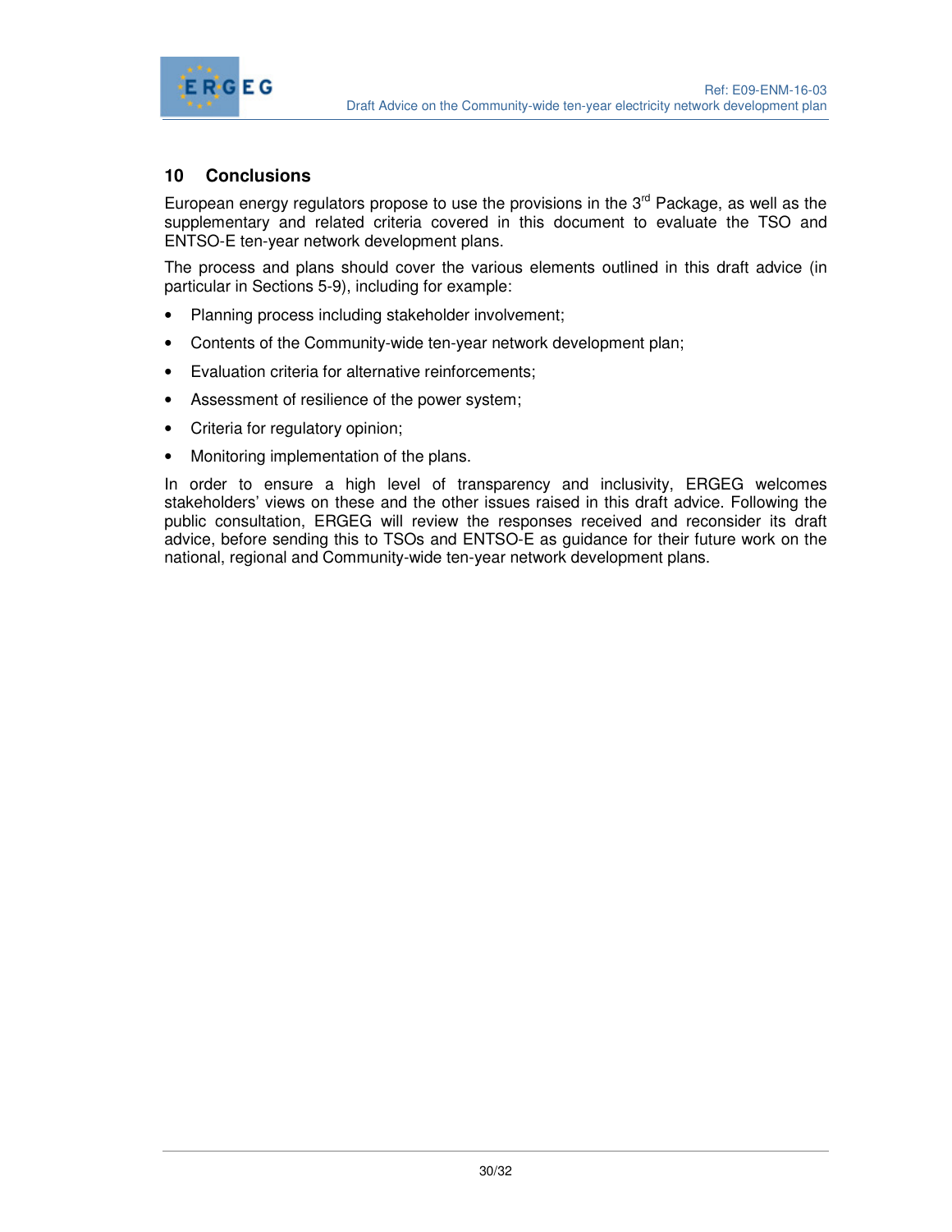## 10 Conclusions

European energy regulators propose to use the provisions in the 3rd Package, as well as the supplementary and related criteria covered in this document to evaluate the TSO and ENTSO-E ten-year network development plans.

The process and plans should cover the various elements outlined in this draft advice (in particular in Sections 5-9), including for example:

- Planning process including stakeholder involvement;
- Contents of the Community-wide ten-year network development plan;
- Evaluation criteria for alternative reinforcements;
- Assessment of resilience of the power system;
- Criteria for regulatory opinion;
- Monitoring implementation of the plans.

In order to ensure a high level of transparency and inclusivity, ERGEG welcomes stakeholders' views on these and the other issues raised in this draft advice. Following the public consultation, ERGEG will review the responses received and reconsider its draft advice, before sending this to TSOs and ENTSO-E as guidance for their future work on the national, regional and Community-wide ten-year network development plans.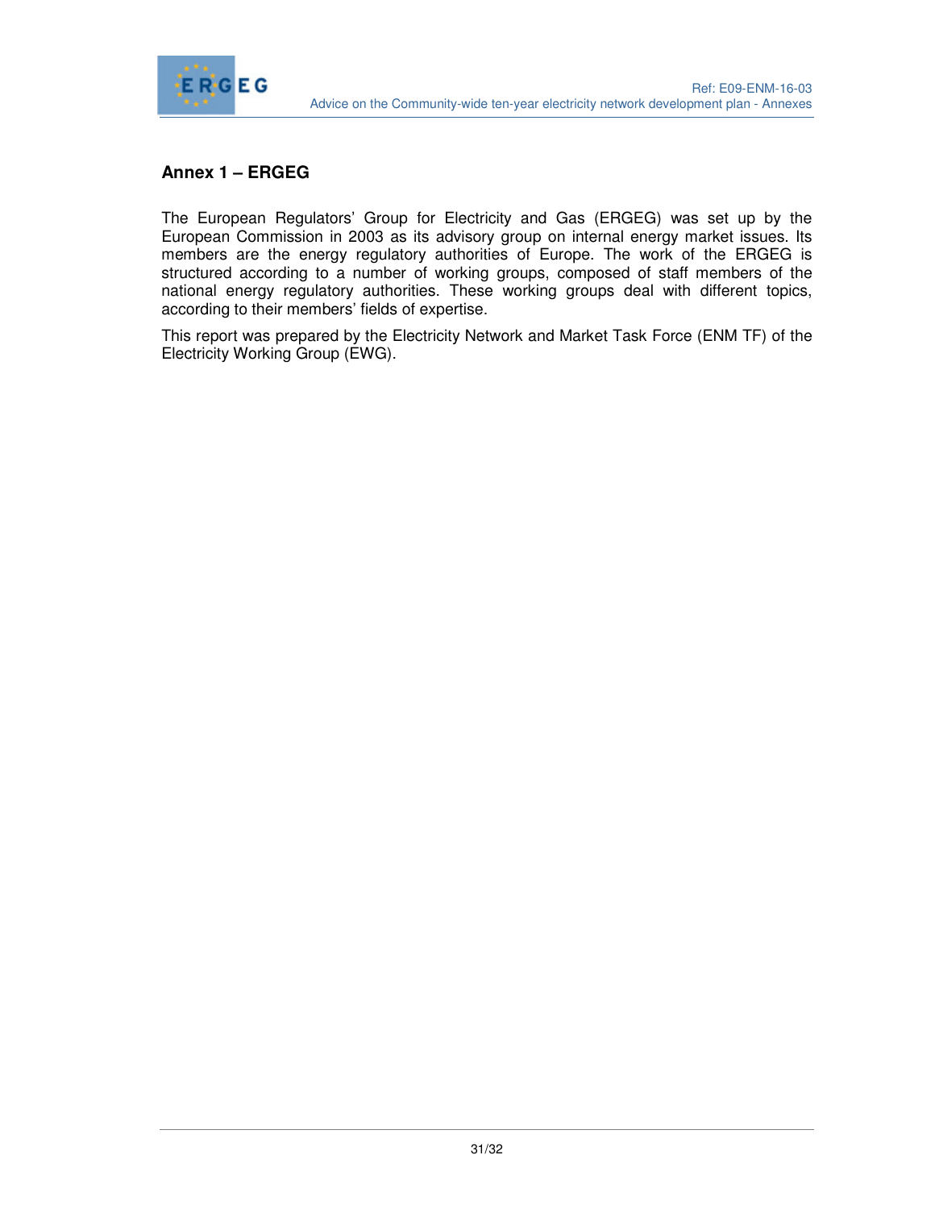## Annex 1 – ERGEG

The European Regulators' Group for Electricity and Gas (ERGEG) was set up by the European Commission in 2003 as its advisory group on internal energy market issues. Its members are the energy regulatory authorities of Europe. The work of the ERGEG is structured according to a number of working groups, composed of staff members of the national energy regulatory authorities. These working groups deal with different topics, according to their members' fields of expertise.

This report was prepared by the Electricity Network and Market Task Force (ENM TF) of the Electricity Working Group (EWG).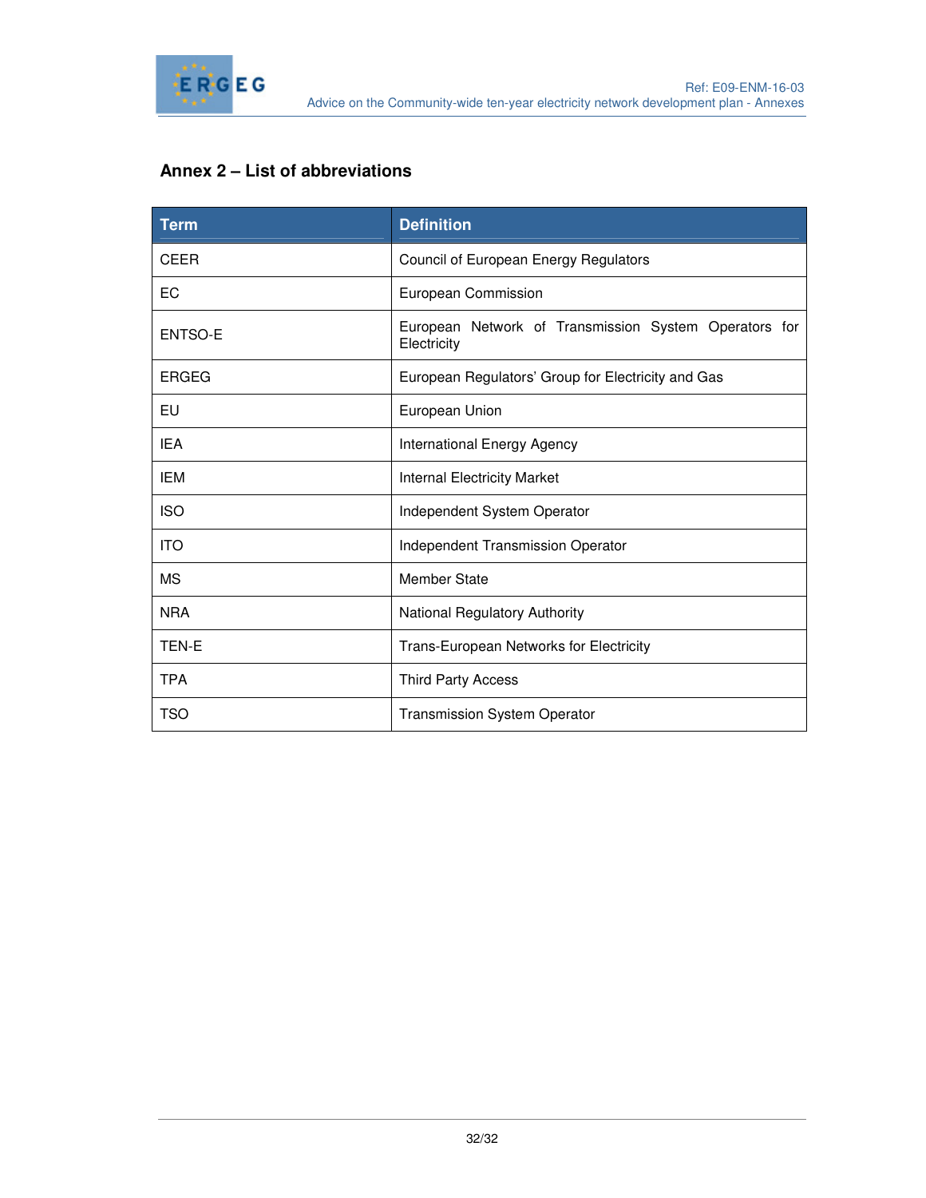## Annex 2 – List of abbreviations

| Term | Definition |
|---|---|
| CEER | Council of European Energy Regulators |
| EC | European Commission |
| ENTSO-E | European Network of Transmission System Operators for Electricity |
| ERGEG | European Regulators' Group for Electricity and Gas |
| EU | European Union |
| IEA | International Energy Agency |
| IEM | Internal Electricity Market |
| ISO | Independent System Operator |
| ITO | Independent Transmission Operator |
| MS | Member State |
| NRA | National Regulatory Authority |
| TEN-E | Trans-European Networks for Electricity |
| TPA | Third Party Access |
| TSO | Transmission System Operator |